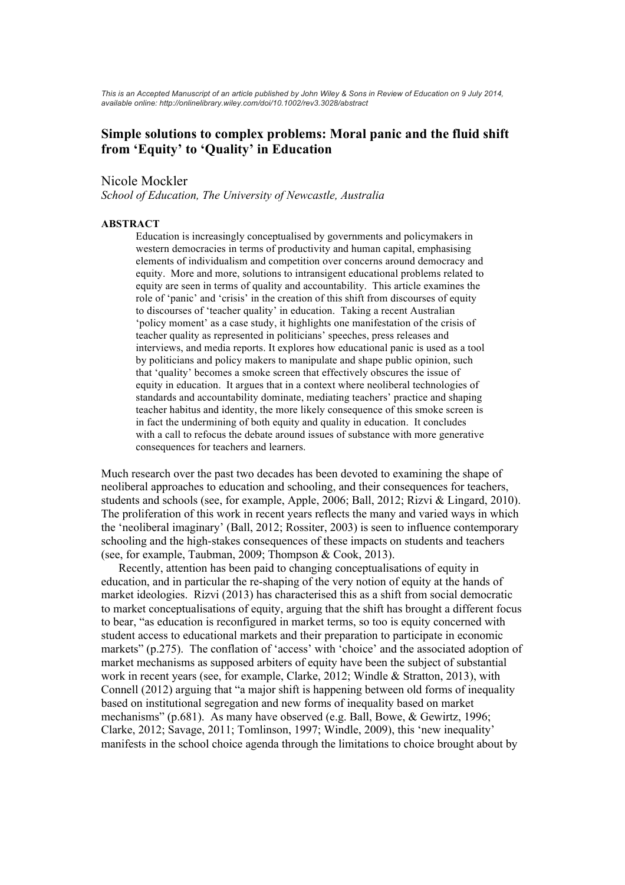*This is an Accepted Manuscript of an article published by John Wiley & Sons in Review of Education on 9 July 2014, available online: http://onlinelibrary.wiley.com/doi/10.1002/rev3.3028/abstract*

# Simple solutions to complex problems: Moral panic and the fluid shift from 'Equity' to 'Quality' in Education

Nicole Mockler

*School of Education, The University of Newcastle, Australia*

**ABSTRACT**

Education is increasingly conceptualised by governments and policymakers in western democracies in terms of productivity and human capital, emphasising elements of individualism and competition over concerns around democracy and equity. More and more, solutions to intransigent educational problems related to equity are seen in terms of quality and accountability. This article examines the role of 'panic' and 'crisis' in the creation of this shift from discourses of equity to discourses of 'teacher quality' in education. Taking a recent Australian 'policy moment' as a case study, it highlights one manifestation of the crisis of teacher quality as represented in politicians' speeches, press releases and interviews, and media reports. It explores how educational panic is used as a tool by politicians and policy makers to manipulate and shape public opinion, such that 'quality' becomes a smoke screen that effectively obscures the issue of equity in education. It argues that in a context where neoliberal technologies of standards and accountability dominate, mediating teachers' practice and shaping teacher habitus and identity, the more likely consequence of this smoke screen is in fact the undermining of both equity and quality in education. It concludes with a call to refocus the debate around issues of substance with more generative consequences for teachers and learners.

Much research over the past two decades has been devoted to examining the shape of neoliberal approaches to education and schooling, and their consequences for teachers, students and schools (see, for example, Apple, 2006; Ball, 2012; Rizvi & Lingard, 2010). The proliferation of this work in recent years reflects the many and varied ways in which the 'neoliberal imaginary' (Ball, 2012; Rossiter, 2003) is seen to influence contemporary schooling and the high-stakes consequences of these impacts on students and teachers (see, for example, Taubman, 2009; Thompson & Cook, 2013).

Recently, attention has been paid to changing conceptualisations of equity in education, and in particular the re-shaping of the very notion of equity at the hands of market ideologies. Rizvi (2013) has characterised this as a shift from social democratic to market conceptualisations of equity, arguing that the shift has brought a different focus to bear, "as education is reconfigured in market terms, so too is equity concerned with student access to educational markets and their preparation to participate in economic markets" (p.275). The conflation of 'access' with 'choice' and the associated adoption of market mechanisms as supposed arbiters of equity have been the subject of substantial work in recent years (see, for example, Clarke, 2012; Windle & Stratton, 2013), with Connell (2012) arguing that "a major shift is happening between old forms of inequality based on institutional segregation and new forms of inequality based on market mechanisms" (p.681). As many have observed (e.g. Ball, Bowe, & Gewirtz, 1996; Clarke, 2012; Savage, 2011; Tomlinson, 1997; Windle, 2009), this 'new inequality' manifests in the school choice agenda through the limitations to choice brought about by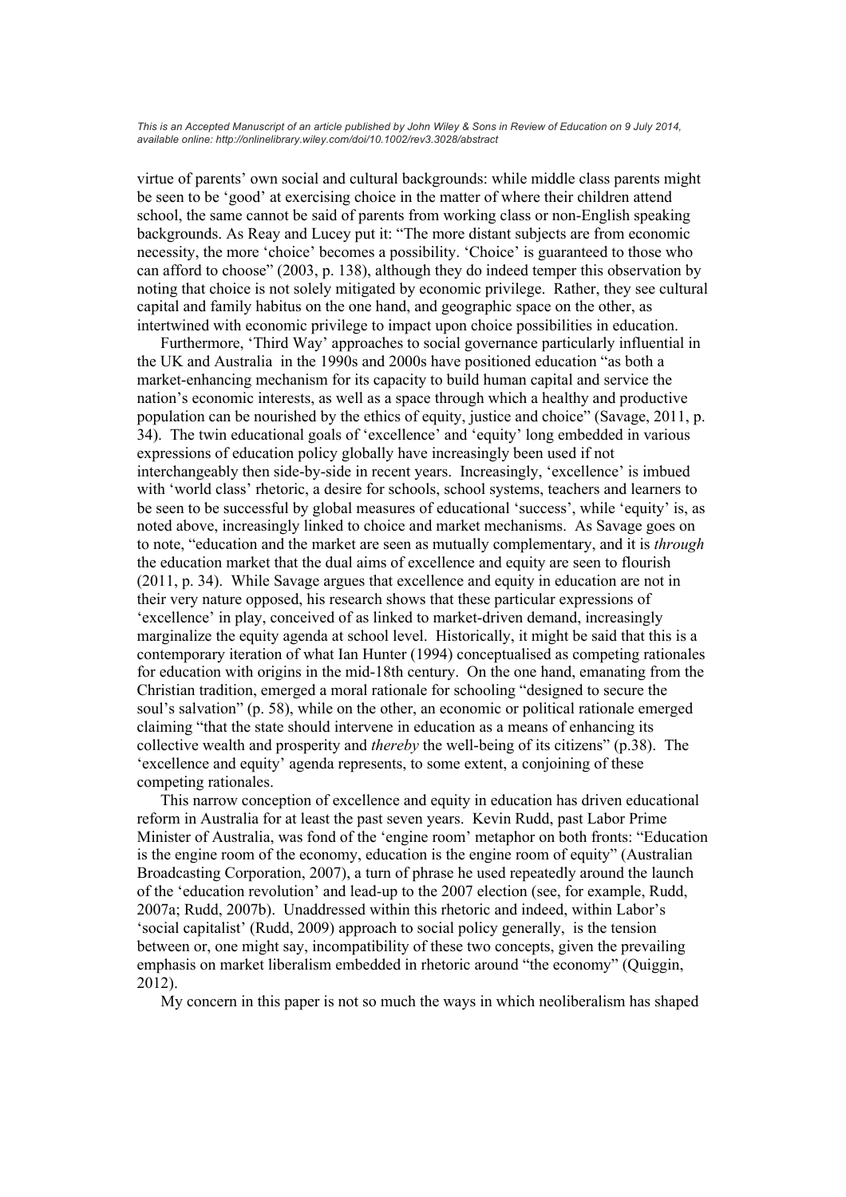virtue of parents' own social and cultural backgrounds: while middle class parents might be seen to be 'good' at exercising choice in the matter of where their children attend school, the same cannot be said of parents from working class or non-English speaking backgrounds. As Reay and Lucey put it: "The more distant subjects are from economic necessity, the more 'choice' becomes a possibility. 'Choice' is guaranteed to those who can afford to choose" (2003, p. 138), although they do indeed temper this observation by noting that choice is not solely mitigated by economic privilege. Rather, they see cultural capital and family habitus on the one hand, and geographic space on the other, as intertwined with economic privilege to impact upon choice possibilities in education.

Furthermore, 'Third Way' approaches to social governance particularly influential in the UK and Australia in the 1990s and 2000s have positioned education "as both a market-enhancing mechanism for its capacity to build human capital and service the nation's economic interests, as well as a space through which a healthy and productive population can be nourished by the ethics of equity, justice and choice" (Savage, 2011, p. 34). The twin educational goals of 'excellence' and 'equity' long embedded in various expressions of education policy globally have increasingly been used if not interchangeably then side-by-side in recent years. Increasingly, 'excellence' is imbued with 'world class' rhetoric, a desire for schools, school systems, teachers and learners to be seen to be successful by global measures of educational 'success', while 'equity' is, as noted above, increasingly linked to choice and market mechanisms. As Savage goes on to note, "education and the market are seen as mutually complementary, and it is *through* the education market that the dual aims of excellence and equity are seen to flourish (2011, p. 34). While Savage argues that excellence and equity in education are not in their very nature opposed, his research shows that these particular expressions of 'excellence' in play, conceived of as linked to market-driven demand, increasingly marginalize the equity agenda at school level. Historically, it might be said that this is a contemporary iteration of what Ian Hunter (1994) conceptualised as competing rationales for education with origins in the mid-18th century. On the one hand, emanating from the Christian tradition, emerged a moral rationale for schooling "designed to secure the soul's salvation" (p. 58), while on the other, an economic or political rationale emerged claiming "that the state should intervene in education as a means of enhancing its collective wealth and prosperity and *thereby* the well-being of its citizens" (p.38). The 'excellence and equity' agenda represents, to some extent, a conjoining of these competing rationales.

This narrow conception of excellence and equity in education has driven educational reform in Australia for at least the past seven years. Kevin Rudd, past Labor Prime Minister of Australia, was fond of the 'engine room' metaphor on both fronts: "Education is the engine room of the economy, education is the engine room of equity" (Australian Broadcasting Corporation, 2007), a turn of phrase he used repeatedly around the launch of the 'education revolution' and lead-up to the 2007 election (see, for example, Rudd, 2007a; Rudd, 2007b). Unaddressed within this rhetoric and indeed, within Labor's 'social capitalist' (Rudd, 2009) approach to social policy generally, is the tension between or, one might say, incompatibility of these two concepts, given the prevailing emphasis on market liberalism embedded in rhetoric around "the economy" (Quiggin, 2012).

My concern in this paper is not so much the ways in which neoliberalism has shaped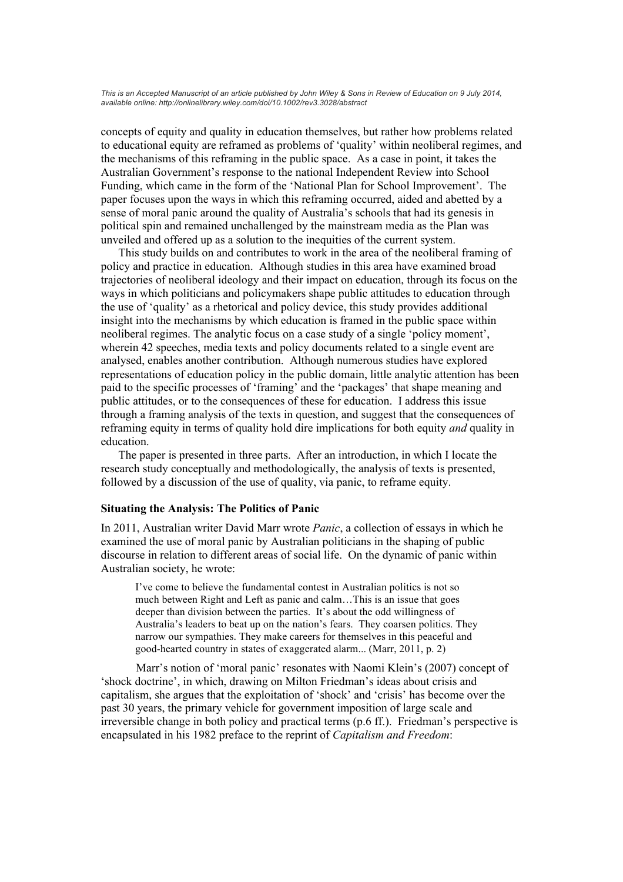concepts of equity and quality in education themselves, but rather how problems related to educational equity are reframed as problems of 'quality' within neoliberal regimes, and the mechanisms of this reframing in the public space. As a case in point, it takes the Australian Government's response to the national Independent Review into School Funding, which came in the form of the 'National Plan for School Improvement'. The paper focuses upon the ways in which this reframing occurred, aided and abetted by a sense of moral panic around the quality of Australia's schools that had its genesis in political spin and remained unchallenged by the mainstream media as the Plan was unveiled and offered up as a solution to the inequities of the current system.

This study builds on and contributes to work in the area of the neoliberal framing of policy and practice in education. Although studies in this area have examined broad trajectories of neoliberal ideology and their impact on education, through its focus on the ways in which politicians and policymakers shape public attitudes to education through the use of 'quality' as a rhetorical and policy device, this study provides additional insight into the mechanisms by which education is framed in the public space within neoliberal regimes. The analytic focus on a case study of a single 'policy moment', wherein 42 speeches, media texts and policy documents related to a single event are analysed, enables another contribution. Although numerous studies have explored representations of education policy in the public domain, little analytic attention has been paid to the specific processes of 'framing' and the 'packages' that shape meaning and public attitudes, or to the consequences of these for education. I address this issue through a framing analysis of the texts in question, and suggest that the consequences of reframing equity in terms of quality hold dire implications for both equity *and* quality in education.

The paper is presented in three parts. After an introduction, in which I locate the research study conceptually and methodologically, the analysis of texts is presented, followed by a discussion of the use of quality, via panic, to reframe equity.

**Situating the Analysis: The Politics of Panic**

In 2011, Australian writer David Marr wrote *Panic*, a collection of essays in which he examined the use of moral panic by Australian politicians in the shaping of public discourse in relation to different areas of social life. On the dynamic of panic within Australian society, he wrote:

> I've come to believe the fundamental contest in Australian politics is not so much between Right and Left as panic and calm…This is an issue that goes deeper than division between the parties. It's about the odd willingness of Australia's leaders to beat up on the nation's fears. They coarsen politics. They narrow our sympathies. They make careers for themselves in this peaceful and good-hearted country in states of exaggerated alarm... (Marr, 2011, p. 2)

Marr's notion of 'moral panic' resonates with Naomi Klein's (2007) concept of 'shock doctrine', in which, drawing on Milton Friedman's ideas about crisis and capitalism, she argues that the exploitation of 'shock' and 'crisis' has become over the past 30 years, the primary vehicle for government imposition of large scale and irreversible change in both policy and practical terms (p.6 ff.). Friedman's perspective is encapsulated in his 1982 preface to the reprint of *Capitalism and Freedom*: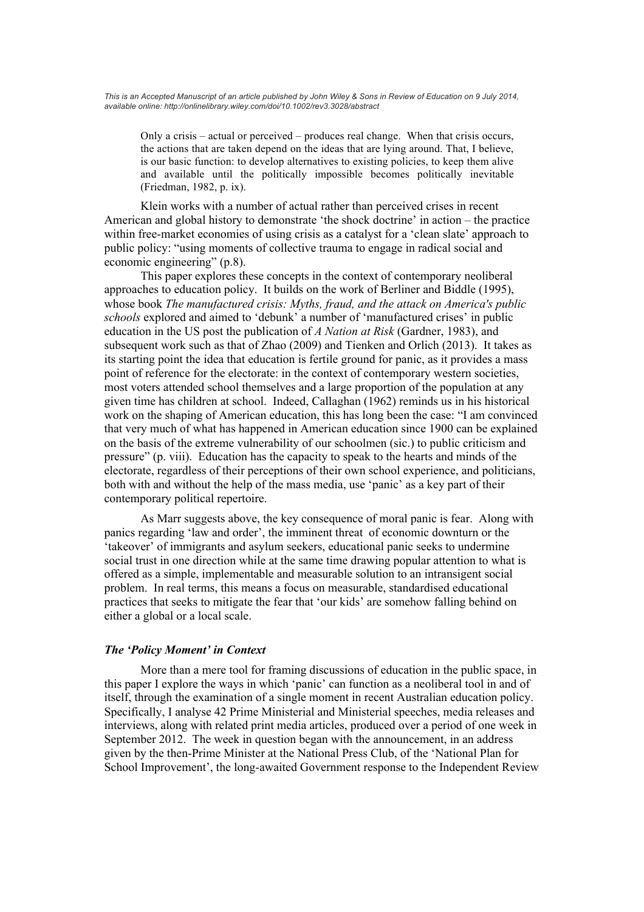> Only a crisis – actual or perceived – produces real change. When that crisis occurs, the actions that are taken depend on the ideas that are lying around. That, I believe, is our basic function: to develop alternatives to existing policies, to keep them alive and available until the politically impossible becomes politically inevitable (Friedman, 1982, p. ix).

Klein works with a number of actual rather than perceived crises in recent American and global history to demonstrate 'the shock doctrine' in action – the practice within free-market economies of using crisis as a catalyst for a 'clean slate' approach to public policy: "using moments of collective trauma to engage in radical social and economic engineering" (p.8).

This paper explores these concepts in the context of contemporary neoliberal approaches to education policy. It builds on the work of Berliner and Biddle (1995), whose book *The manufactured crisis: Myths, fraud, and the attack on America's public schools* explored and aimed to 'debunk' a number of 'manufactured crises' in public education in the US post the publication of *A Nation at Risk* (Gardner, 1983), and subsequent work such as that of Zhao (2009) and Tienken and Orlich (2013). It takes as its starting point the idea that education is fertile ground for panic, as it provides a mass point of reference for the electorate: in the context of contemporary western societies, most voters attended school themselves and a large proportion of the population at any given time has children at school. Indeed, Callaghan (1962) reminds us in his historical work on the shaping of American education, this has long been the case: "I am convinced that very much of what has happened in American education since 1900 can be explained on the basis of the extreme vulnerability of our schoolmen (sic.) to public criticism and pressure" (p. viii). Education has the capacity to speak to the hearts and minds of the electorate, regardless of their perceptions of their own school experience, and politicians, both with and without the help of the mass media, use 'panic' as a key part of their contemporary political repertoire.

As Marr suggests above, the key consequence of moral panic is fear. Along with panics regarding 'law and order', the imminent threat of economic downturn or the 'takeover' of immigrants and asylum seekers, educational panic seeks to undermine social trust in one direction while at the same time drawing popular attention to what is offered as a simple, implementable and measurable solution to an intransigent social problem. In real terms, this means a focus on measurable, standardised educational practices that seeks to mitigate the fear that 'our kids' are somehow falling behind on either a global or a local scale.

### *The 'Policy Moment' in Context*

More than a mere tool for framing discussions of education in the public space, in this paper I explore the ways in which 'panic' can function as a neoliberal tool in and of itself, through the examination of a single moment in recent Australian education policy. Specifically, I analyse 42 Prime Ministerial and Ministerial speeches, media releases and interviews, along with related print media articles, produced over a period of one week in September 2012. The week in question began with the announcement, in an address given by the then-Prime Minister at the National Press Club, of the 'National Plan for School Improvement', the long-awaited Government response to the Independent Review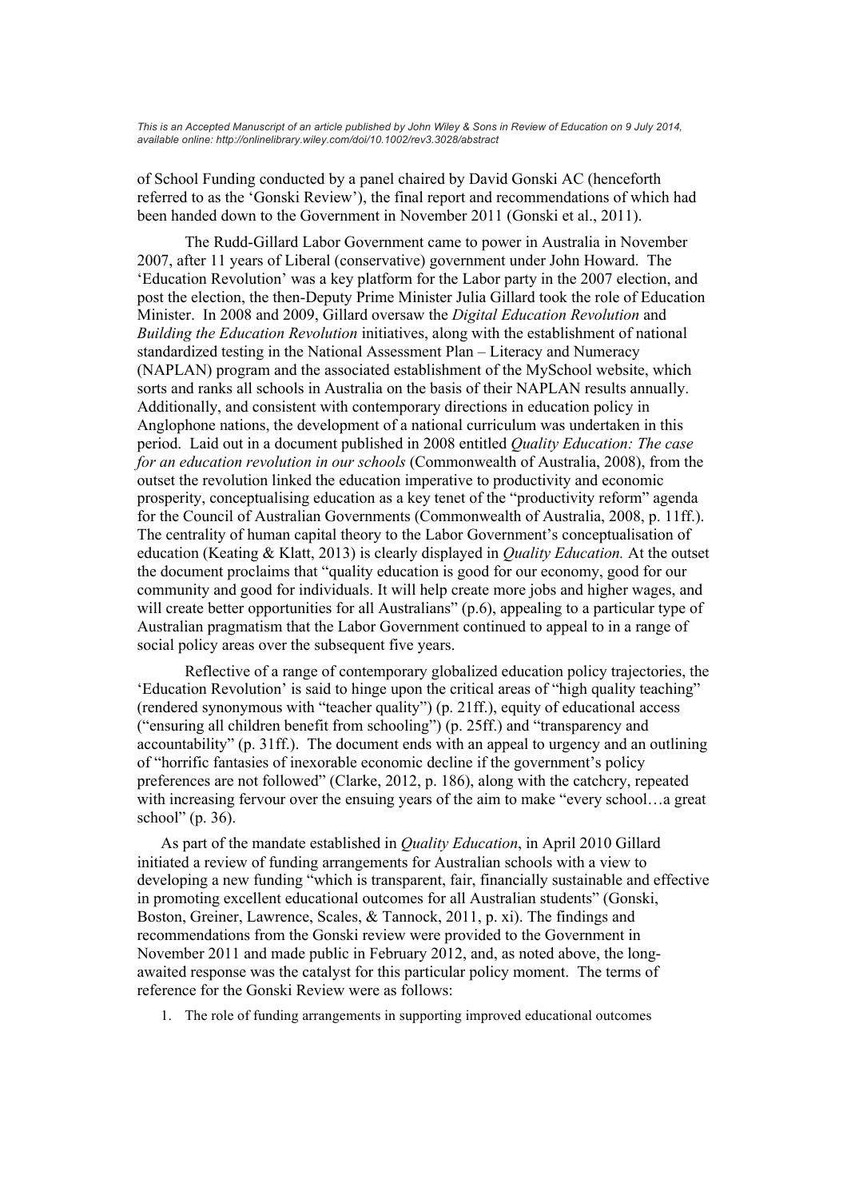of School Funding conducted by a panel chaired by David Gonski AC (henceforth referred to as the 'Gonski Review'), the final report and recommendations of which had been handed down to the Government in November 2011 (Gonski et al., 2011).

The Rudd-Gillard Labor Government came to power in Australia in November 2007, after 11 years of Liberal (conservative) government under John Howard. The 'Education Revolution' was a key platform for the Labor party in the 2007 election, and post the election, the then-Deputy Prime Minister Julia Gillard took the role of Education Minister. In 2008 and 2009, Gillard oversaw the *Digital Education Revolution* and *Building the Education Revolution* initiatives, along with the establishment of national standardized testing in the National Assessment Plan – Literacy and Numeracy (NAPLAN) program and the associated establishment of the MySchool website, which sorts and ranks all schools in Australia on the basis of their NAPLAN results annually. Additionally, and consistent with contemporary directions in education policy in Anglophone nations, the development of a national curriculum was undertaken in this period. Laid out in a document published in 2008 entitled *Quality Education: The case for an education revolution in our schools* (Commonwealth of Australia, 2008), from the outset the revolution linked the education imperative to productivity and economic prosperity, conceptualising education as a key tenet of the "productivity reform" agenda for the Council of Australian Governments (Commonwealth of Australia, 2008, p. 11ff.). The centrality of human capital theory to the Labor Government's conceptualisation of education (Keating & Klatt, 2013) is clearly displayed in *Quality Education.* At the outset the document proclaims that "quality education is good for our economy, good for our community and good for individuals. It will help create more jobs and higher wages, and will create better opportunities for all Australians" (p.6), appealing to a particular type of Australian pragmatism that the Labor Government continued to appeal to in a range of social policy areas over the subsequent five years.

Reflective of a range of contemporary globalized education policy trajectories, the 'Education Revolution' is said to hinge upon the critical areas of "high quality teaching" (rendered synonymous with "teacher quality") (p. 21ff.), equity of educational access ("ensuring all children benefit from schooling") (p. 25ff.) and "transparency and accountability" (p. 31ff.). The document ends with an appeal to urgency and an outlining of "horrific fantasies of inexorable economic decline if the government's policy preferences are not followed" (Clarke, 2012, p. 186), along with the catchcry, repeated with increasing fervour over the ensuing years of the aim to make "every school…a great school" (p. 36).

As part of the mandate established in *Quality Education*, in April 2010 Gillard initiated a review of funding arrangements for Australian schools with a view to developing a new funding "which is transparent, fair, financially sustainable and effective in promoting excellent educational outcomes for all Australian students" (Gonski, Boston, Greiner, Lawrence, Scales, & Tannock, 2011, p. xi). The findings and recommendations from the Gonski review were provided to the Government in November 2011 and made public in February 2012, and, as noted above, the long-awaited response was the catalyst for this particular policy moment. The terms of reference for the Gonski Review were as follows:

1. The role of funding arrangements in supporting improved educational outcomes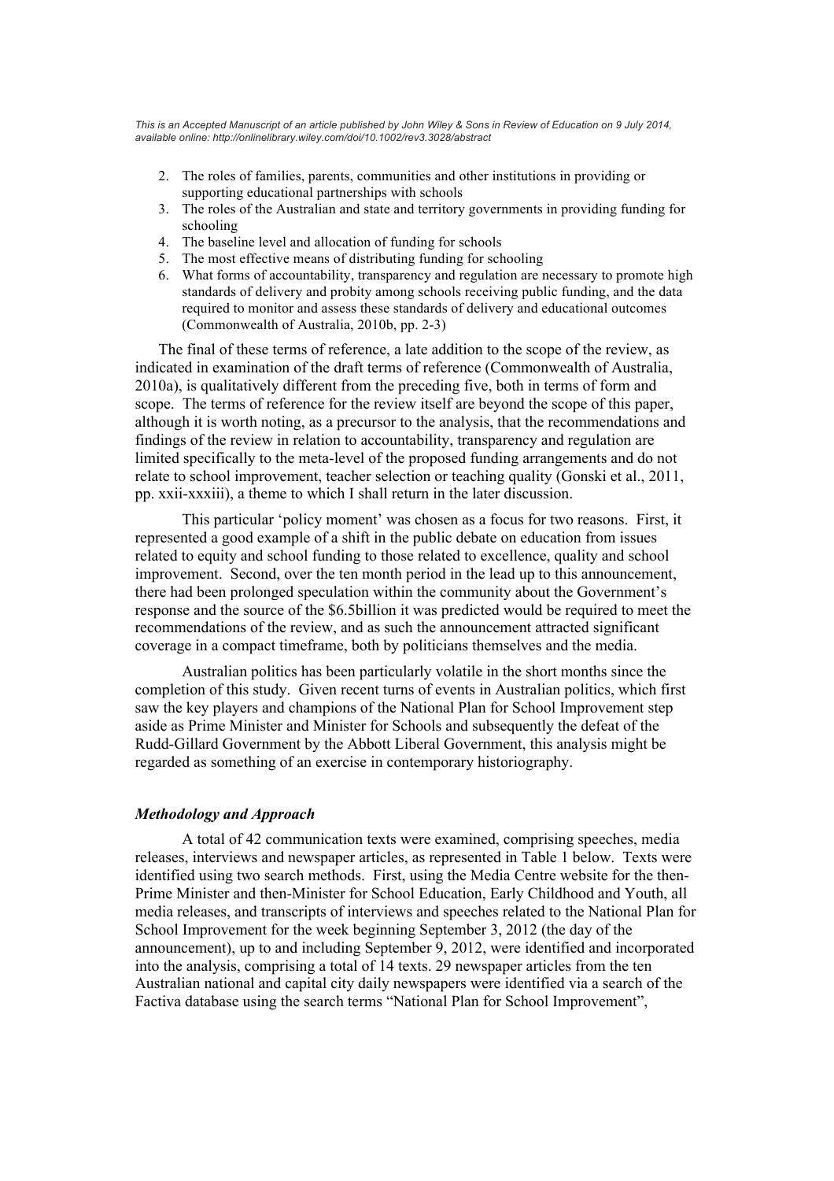2. The roles of families, parents, communities and other institutions in providing or supporting educational partnerships with schools
3. The roles of the Australian and state and territory governments in providing funding for schooling
4. The baseline level and allocation of funding for schools
5. The most effective means of distributing funding for schooling
6. What forms of accountability, transparency and regulation are necessary to promote high standards of delivery and probity among schools receiving public funding, and the data required to monitor and assess these standards of delivery and educational outcomes (Commonwealth of Australia, 2010b, pp. 2-3)

The final of these terms of reference, a late addition to the scope of the review, as indicated in examination of the draft terms of reference (Commonwealth of Australia, 2010a), is qualitatively different from the preceding five, both in terms of form and scope. The terms of reference for the review itself are beyond the scope of this paper, although it is worth noting, as a precursor to the analysis, that the recommendations and findings of the review in relation to accountability, transparency and regulation are limited specifically to the meta-level of the proposed funding arrangements and do not relate to school improvement, teacher selection or teaching quality (Gonski et al., 2011, pp. xxii-xxxiii), a theme to which I shall return in the later discussion.

This particular 'policy moment' was chosen as a focus for two reasons. First, it represented a good example of a shift in the public debate on education from issues related to equity and school funding to those related to excellence, quality and school improvement. Second, over the ten month period in the lead up to this announcement, there had been prolonged speculation within the community about the Government's response and the source of the $6.5billion it was predicted would be required to meet the recommendations of the review, and as such the announcement attracted significant coverage in a compact timeframe, both by politicians themselves and the media.

Australian politics has been particularly volatile in the short months since the completion of this study. Given recent turns of events in Australian politics, which first saw the key players and champions of the National Plan for School Improvement step aside as Prime Minister and Minister for Schools and subsequently the defeat of the Rudd-Gillard Government by the Abbott Liberal Government, this analysis might be regarded as something of an exercise in contemporary historiography.

### *Methodology and Approach*

A total of 42 communication texts were examined, comprising speeches, media releases, interviews and newspaper articles, as represented in Table 1 below. Texts were identified using two search methods. First, using the Media Centre website for the then-Prime Minister and then-Minister for School Education, Early Childhood and Youth, all media releases, and transcripts of interviews and speeches related to the National Plan for School Improvement for the week beginning September 3, 2012 (the day of the announcement), up to and including September 9, 2012, were identified and incorporated into the analysis, comprising a total of 14 texts. 29 newspaper articles from the ten Australian national and capital city daily newspapers were identified via a search of the Factiva database using the search terms "National Plan for School Improvement",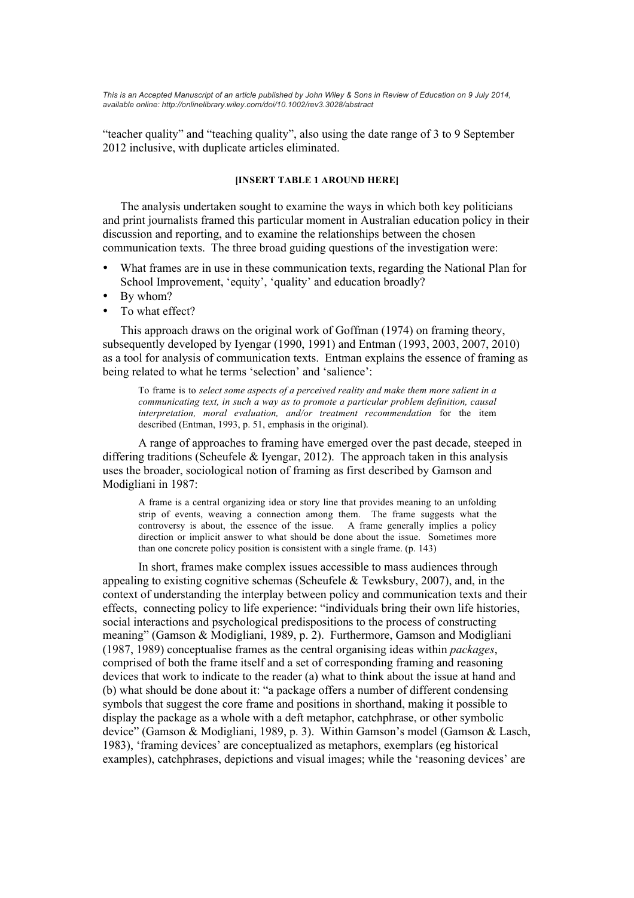"teacher quality" and "teaching quality", also using the date range of 3 to 9 September 2012 inclusive, with duplicate articles eliminated.

**[INSERT TABLE 1 AROUND HERE]**

The analysis undertaken sought to examine the ways in which both key politicians and print journalists framed this particular moment in Australian education policy in their discussion and reporting, and to examine the relationships between the chosen communication texts. The three broad guiding questions of the investigation were:

- What frames are in use in these communication texts, regarding the National Plan for School Improvement, 'equity', 'quality' and education broadly?
- By whom?
- To what effect?

This approach draws on the original work of Goffman (1974) on framing theory, subsequently developed by Iyengar (1990, 1991) and Entman (1993, 2003, 2007, 2010) as a tool for analysis of communication texts. Entman explains the essence of framing as being related to what he terms 'selection' and 'salience':

> To frame is to *select some aspects of a perceived reality and make them more salient in a communicating text, in such a way as to promote a particular problem definition, causal interpretation, moral evaluation, and/or treatment recommendation* for the item described (Entman, 1993, p. 51, emphasis in the original).

A range of approaches to framing have emerged over the past decade, steeped in differing traditions (Scheufele & Iyengar, 2012). The approach taken in this analysis uses the broader, sociological notion of framing as first described by Gamson and Modigliani in 1987:

> A frame is a central organizing idea or story line that provides meaning to an unfolding strip of events, weaving a connection among them. The frame suggests what the controversy is about, the essence of the issue. A frame generally implies a policy direction or implicit answer to what should be done about the issue. Sometimes more than one concrete policy position is consistent with a single frame. (p. 143)

In short, frames make complex issues accessible to mass audiences through appealing to existing cognitive schemas (Scheufele & Tewksbury, 2007), and, in the context of understanding the interplay between policy and communication texts and their effects, connecting policy to life experience: "individuals bring their own life histories, social interactions and psychological predispositions to the process of constructing meaning" (Gamson & Modigliani, 1989, p. 2). Furthermore, Gamson and Modigliani (1987, 1989) conceptualise frames as the central organising ideas within *packages*, comprised of both the frame itself and a set of corresponding framing and reasoning devices that work to indicate to the reader (a) what to think about the issue at hand and (b) what should be done about it: "a package offers a number of different condensing symbols that suggest the core frame and positions in shorthand, making it possible to display the package as a whole with a deft metaphor, catchphrase, or other symbolic device" (Gamson & Modigliani, 1989, p. 3). Within Gamson's model (Gamson & Lasch, 1983), 'framing devices' are conceptualized as metaphors, exemplars (eg historical examples), catchphrases, depictions and visual images; while the 'reasoning devices' are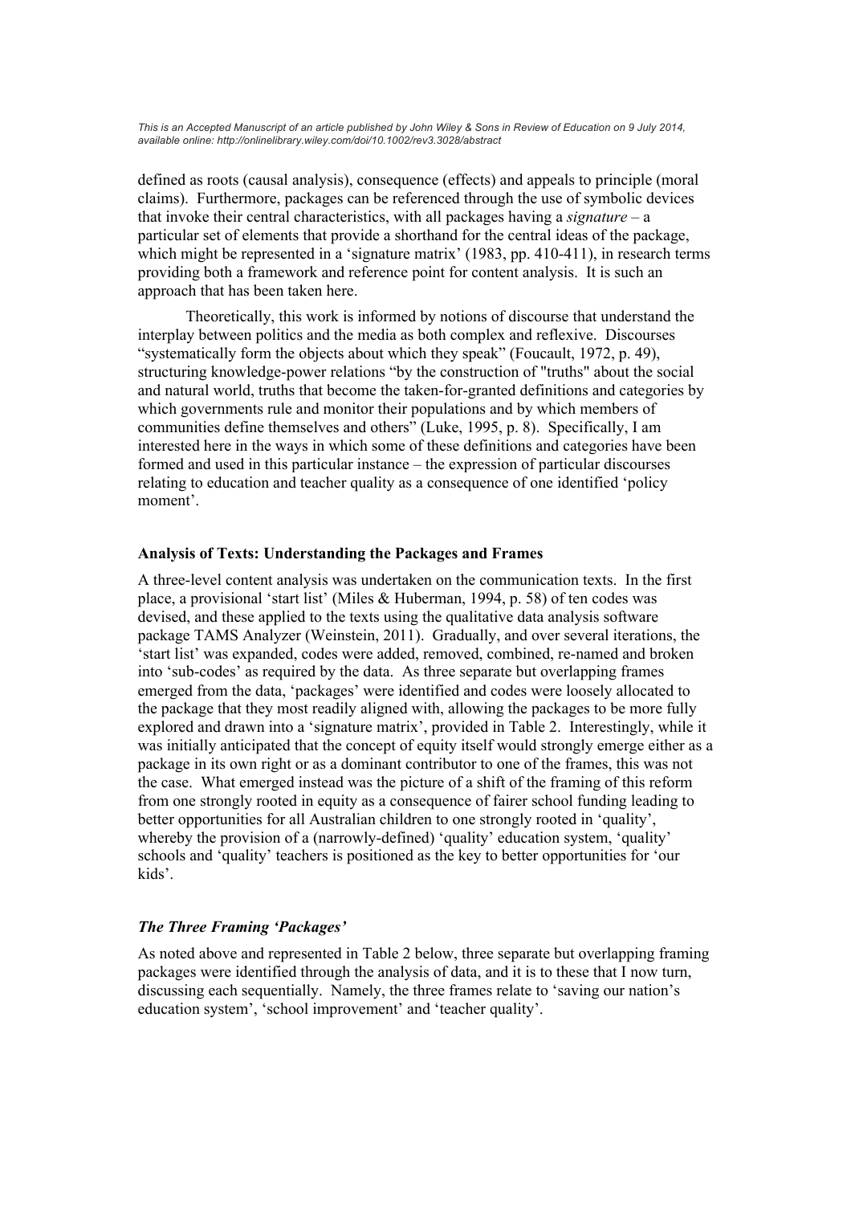defined as roots (causal analysis), consequence (effects) and appeals to principle (moral claims). Furthermore, packages can be referenced through the use of symbolic devices that invoke their central characteristics, with all packages having a *signature* – a particular set of elements that provide a shorthand for the central ideas of the package, which might be represented in a 'signature matrix' (1983, pp. 410-411), in research terms providing both a framework and reference point for content analysis. It is such an approach that has been taken here.

Theoretically, this work is informed by notions of discourse that understand the interplay between politics and the media as both complex and reflexive. Discourses "systematically form the objects about which they speak" (Foucault, 1972, p. 49), structuring knowledge-power relations "by the construction of "truths" about the social and natural world, truths that become the taken-for-granted definitions and categories by which governments rule and monitor their populations and by which members of communities define themselves and others" (Luke, 1995, p. 8). Specifically, I am interested here in the ways in which some of these definitions and categories have been formed and used in this particular instance – the expression of particular discourses relating to education and teacher quality as a consequence of one identified 'policy moment'.

### Analysis of Texts: Understanding the Packages and Frames

A three-level content analysis was undertaken on the communication texts. In the first place, a provisional 'start list' (Miles & Huberman, 1994, p. 58) of ten codes was devised, and these applied to the texts using the qualitative data analysis software package TAMS Analyzer (Weinstein, 2011). Gradually, and over several iterations, the 'start list' was expanded, codes were added, removed, combined, re-named and broken into 'sub-codes' as required by the data. As three separate but overlapping frames emerged from the data, 'packages' were identified and codes were loosely allocated to the package that they most readily aligned with, allowing the packages to be more fully explored and drawn into a 'signature matrix', provided in Table 2. Interestingly, while it was initially anticipated that the concept of equity itself would strongly emerge either as a package in its own right or as a dominant contributor to one of the frames, this was not the case. What emerged instead was the picture of a shift of the framing of this reform from one strongly rooted in equity as a consequence of fairer school funding leading to better opportunities for all Australian children to one strongly rooted in 'quality', whereby the provision of a (narrowly-defined) 'quality' education system, 'quality' schools and 'quality' teachers is positioned as the key to better opportunities for 'our kids'.

#### *The Three Framing 'Packages'*

As noted above and represented in Table 2 below, three separate but overlapping framing packages were identified through the analysis of data, and it is to these that I now turn, discussing each sequentially. Namely, the three frames relate to 'saving our nation's education system', 'school improvement' and 'teacher quality'.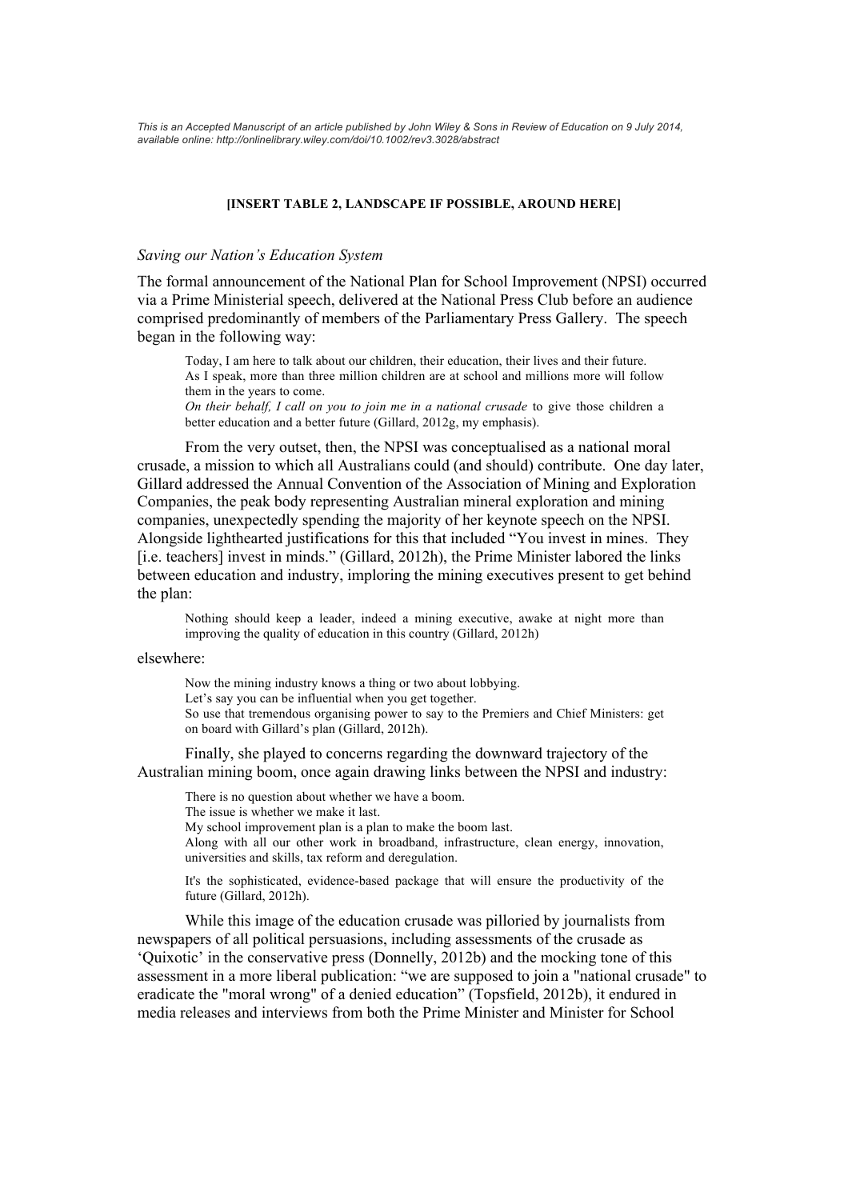This is an Accepted Manuscript of an article published by John Wiley & Sons in Review of Education on 9 July 2014, available online: http://onlinelibrary.wiley.com/doi/10.1002/rev3.3028/abstract

**[INSERT TABLE 2, LANDSCAPE IF POSSIBLE, AROUND HERE]**

*Saving our Nation's Education System*

The formal announcement of the National Plan for School Improvement (NPSI) occurred via a Prime Ministerial speech, delivered at the National Press Club before an audience comprised predominantly of members of the Parliamentary Press Gallery. The speech began in the following way:

> Today, I am here to talk about our children, their education, their lives and their future.
> As I speak, more than three million children are at school and millions more will follow them in the years to come.
> *On their behalf, I call on you to join me in a national crusade* to give those children a better education and a better future (Gillard, 2012g, my emphasis).

From the very outset, then, the NPSI was conceptualised as a national moral crusade, a mission to which all Australians could (and should) contribute. One day later, Gillard addressed the Annual Convention of the Association of Mining and Exploration Companies, the peak body representing Australian mineral exploration and mining companies, unexpectedly spending the majority of her keynote speech on the NPSI. Alongside lighthearted justifications for this that included "You invest in mines. They [i.e. teachers] invest in minds." (Gillard, 2012h), the Prime Minister labored the links between education and industry, imploring the mining executives present to get behind the plan:

> Nothing should keep a leader, indeed a mining executive, awake at night more than improving the quality of education in this country (Gillard, 2012h)

elsewhere:

> Now the mining industry knows a thing or two about lobbying.
> Let's say you can be influential when you get together.
> So use that tremendous organising power to say to the Premiers and Chief Ministers: get on board with Gillard's plan (Gillard, 2012h).

Finally, she played to concerns regarding the downward trajectory of the Australian mining boom, once again drawing links between the NPSI and industry:

> There is no question about whether we have a boom.
> The issue is whether we make it last.
> My school improvement plan is a plan to make the boom last.
> Along with all our other work in broadband, infrastructure, clean energy, innovation, universities and skills, tax reform and deregulation.
>
> It's the sophisticated, evidence-based package that will ensure the productivity of the future (Gillard, 2012h).

While this image of the education crusade was pilloried by journalists from newspapers of all political persuasions, including assessments of the crusade as 'Quixotic' in the conservative press (Donnelly, 2012b) and the mocking tone of this assessment in a more liberal publication: "we are supposed to join a "national crusade" to eradicate the "moral wrong" of a denied education" (Topsfield, 2012b), it endured in media releases and interviews from both the Prime Minister and Minister for School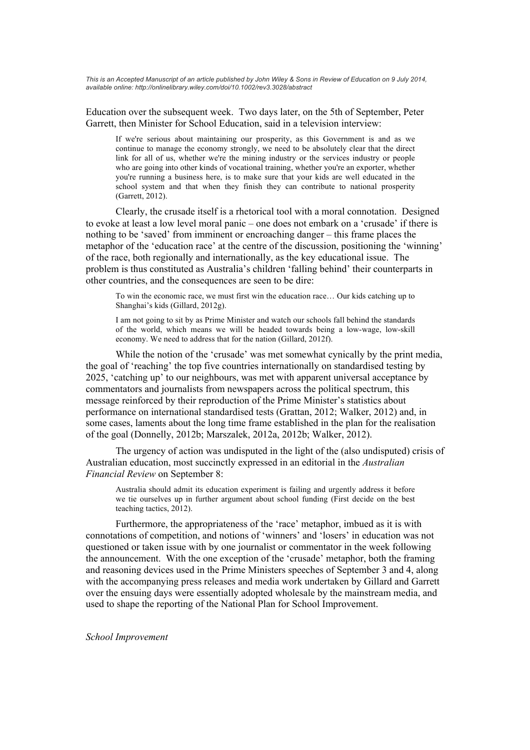Education over the subsequent week. Two days later, on the 5th of September, Peter Garrett, then Minister for School Education, said in a television interview:

> If we're serious about maintaining our prosperity, as this Government is and as we continue to manage the economy strongly, we need to be absolutely clear that the direct link for all of us, whether we're the mining industry or the services industry or people who are going into other kinds of vocational training, whether you're an exporter, whether you're running a business here, is to make sure that your kids are well educated in the school system and that when they finish they can contribute to national prosperity (Garrett, 2012).

Clearly, the crusade itself is a rhetorical tool with a moral connotation. Designed to evoke at least a low level moral panic – one does not embark on a 'crusade' if there is nothing to be 'saved' from imminent or encroaching danger – this frame places the metaphor of the 'education race' at the centre of the discussion, positioning the 'winning' of the race, both regionally and internationally, as the key educational issue. The problem is thus constituted as Australia's children 'falling behind' their counterparts in other countries, and the consequences are seen to be dire:

> To win the economic race, we must first win the education race… Our kids catching up to Shanghai's kids (Gillard, 2012g).

> I am not going to sit by as Prime Minister and watch our schools fall behind the standards of the world, which means we will be headed towards being a low-wage, low-skill economy. We need to address that for the nation (Gillard, 2012f).

While the notion of the 'crusade' was met somewhat cynically by the print media, the goal of 'reaching' the top five countries internationally on standardised testing by 2025, 'catching up' to our neighbours, was met with apparent universal acceptance by commentators and journalists from newspapers across the political spectrum, this message reinforced by their reproduction of the Prime Minister's statistics about performance on international standardised tests (Grattan, 2012; Walker, 2012) and, in some cases, laments about the long time frame established in the plan for the realisation of the goal (Donnelly, 2012b; Marszalek, 2012a, 2012b; Walker, 2012).

The urgency of action was undisputed in the light of the (also undisputed) crisis of Australian education, most succinctly expressed in an editorial in the *Australian Financial Review* on September 8:

> Australia should admit its education experiment is failing and urgently address it before we tie ourselves up in further argument about school funding (First decide on the best teaching tactics, 2012).

Furthermore, the appropriateness of the 'race' metaphor, imbued as it is with connotations of competition, and notions of 'winners' and 'losers' in education was not questioned or taken issue with by one journalist or commentator in the week following the announcement. With the one exception of the 'crusade' metaphor, both the framing and reasoning devices used in the Prime Ministers speeches of September 3 and 4, along with the accompanying press releases and media work undertaken by Gillard and Garrett over the ensuing days were essentially adopted wholesale by the mainstream media, and used to shape the reporting of the National Plan for School Improvement.

*School Improvement*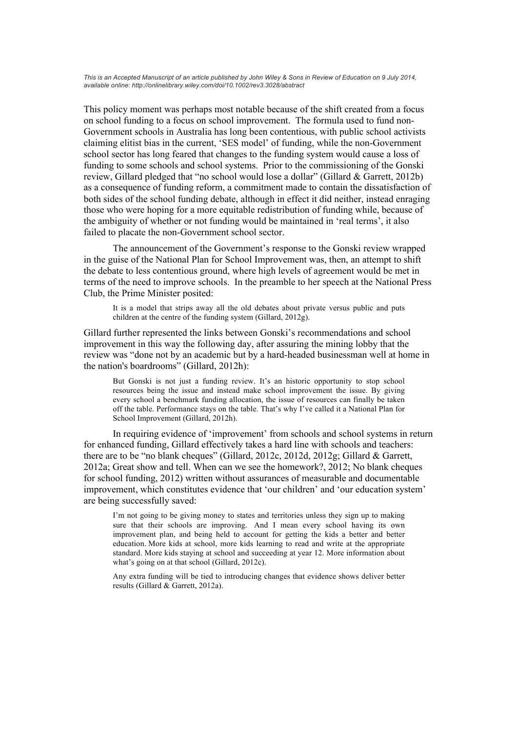This policy moment was perhaps most notable because of the shift created from a focus on school funding to a focus on school improvement. The formula used to fund non-Government schools in Australia has long been contentious, with public school activists claiming elitist bias in the current, 'SES model' of funding, while the non-Government school sector has long feared that changes to the funding system would cause a loss of funding to some schools and school systems. Prior to the commissioning of the Gonski review, Gillard pledged that "no school would lose a dollar" (Gillard & Garrett, 2012b) as a consequence of funding reform, a commitment made to contain the dissatisfaction of both sides of the school funding debate, although in effect it did neither, instead enraging those who were hoping for a more equitable redistribution of funding while, because of the ambiguity of whether or not funding would be maintained in 'real terms', it also failed to placate the non-Government school sector.

The announcement of the Government's response to the Gonski review wrapped in the guise of the National Plan for School Improvement was, then, an attempt to shift the debate to less contentious ground, where high levels of agreement would be met in terms of the need to improve schools. In the preamble to her speech at the National Press Club, the Prime Minister posited:

> It is a model that strips away all the old debates about private versus public and puts children at the centre of the funding system (Gillard, 2012g).

Gillard further represented the links between Gonski's recommendations and school improvement in this way the following day, after assuring the mining lobby that the review was "done not by an academic but by a hard-headed businessman well at home in the nation's boardrooms" (Gillard, 2012h):

> But Gonski is not just a funding review. It's an historic opportunity to stop school resources being the issue and instead make school improvement the issue. By giving every school a benchmark funding allocation, the issue of resources can finally be taken off the table. Performance stays on the table. That's why I've called it a National Plan for School Improvement (Gillard, 2012h).

In requiring evidence of 'improvement' from schools and school systems in return for enhanced funding, Gillard effectively takes a hard line with schools and teachers: there are to be "no blank cheques" (Gillard, 2012c, 2012d, 2012g; Gillard & Garrett, 2012a; Great show and tell. When can we see the homework?, 2012; No blank cheques for school funding, 2012) written without assurances of measurable and documentable improvement, which constitutes evidence that 'our children' and 'our education system' are being successfully saved:

> I'm not going to be giving money to states and territories unless they sign up to making sure that their schools are improving. And I mean every school having its own improvement plan, and being held to account for getting the kids a better and better education. More kids at school, more kids learning to read and write at the appropriate standard. More kids staying at school and succeeding at year 12. More information about what's going on at that school (Gillard, 2012c).
>
> Any extra funding will be tied to introducing changes that evidence shows deliver better results (Gillard & Garrett, 2012a).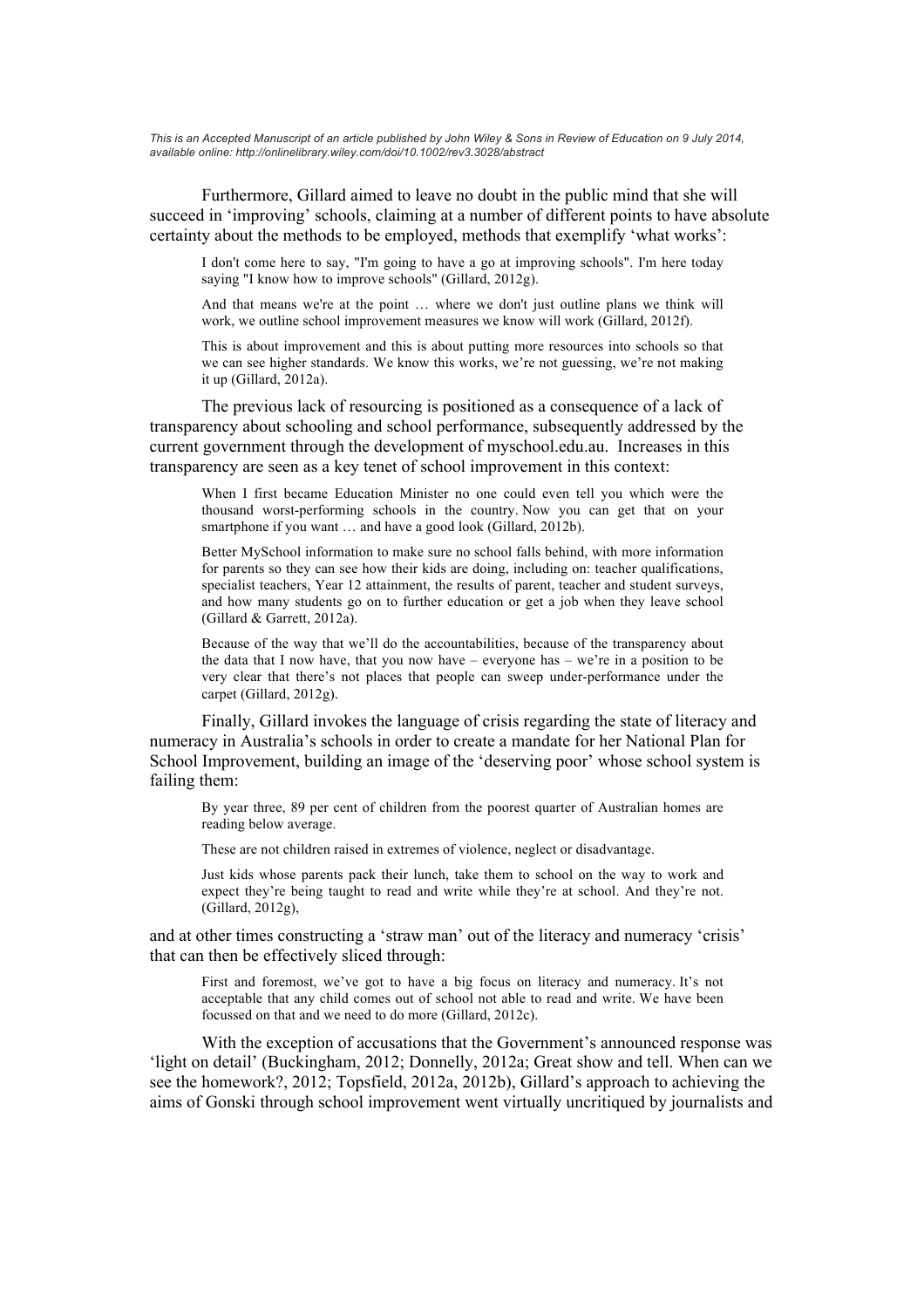Furthermore, Gillard aimed to leave no doubt in the public mind that she will succeed in 'improving' schools, claiming at a number of different points to have absolute certainty about the methods to be employed, methods that exemplify 'what works':

> I don't come here to say, "I'm going to have a go at improving schools". I'm here today saying "I know how to improve schools" (Gillard, 2012g).
>
> And that means we're at the point … where we don't just outline plans we think will work, we outline school improvement measures we know will work (Gillard, 2012f).
>
> This is about improvement and this is about putting more resources into schools so that we can see higher standards. We know this works, we're not guessing, we're not making it up (Gillard, 2012a).

The previous lack of resourcing is positioned as a consequence of a lack of transparency about schooling and school performance, subsequently addressed by the current government through the development of myschool.edu.au. Increases in this transparency are seen as a key tenet of school improvement in this context:

> When I first became Education Minister no one could even tell you which were the thousand worst-performing schools in the country. Now you can get that on your smartphone if you want … and have a good look (Gillard, 2012b).
>
> Better MySchool information to make sure no school falls behind, with more information for parents so they can see how their kids are doing, including on: teacher qualifications, specialist teachers, Year 12 attainment, the results of parent, teacher and student surveys, and how many students go on to further education or get a job when they leave school (Gillard & Garrett, 2012a).
>
> Because of the way that we'll do the accountabilities, because of the transparency about the data that I now have, that you now have – everyone has – we're in a position to be very clear that there's not places that people can sweep under-performance under the carpet (Gillard, 2012g).

Finally, Gillard invokes the language of crisis regarding the state of literacy and numeracy in Australia's schools in order to create a mandate for her National Plan for School Improvement, building an image of the 'deserving poor' whose school system is failing them:

> By year three, 89 per cent of children from the poorest quarter of Australian homes are reading below average.
>
> These are not children raised in extremes of violence, neglect or disadvantage.
>
> Just kids whose parents pack their lunch, take them to school on the way to work and expect they're being taught to read and write while they're at school. And they're not. (Gillard, 2012g),

and at other times constructing a 'straw man' out of the literacy and numeracy 'crisis' that can then be effectively sliced through:

> First and foremost, we've got to have a big focus on literacy and numeracy. It's not acceptable that any child comes out of school not able to read and write. We have been focussed on that and we need to do more (Gillard, 2012c).

With the exception of accusations that the Government's announced response was 'light on detail' (Buckingham, 2012; Donnelly, 2012a; Great show and tell. When can we see the homework?, 2012; Topsfield, 2012a, 2012b), Gillard's approach to achieving the aims of Gonski through school improvement went virtually uncritiqued by journalists and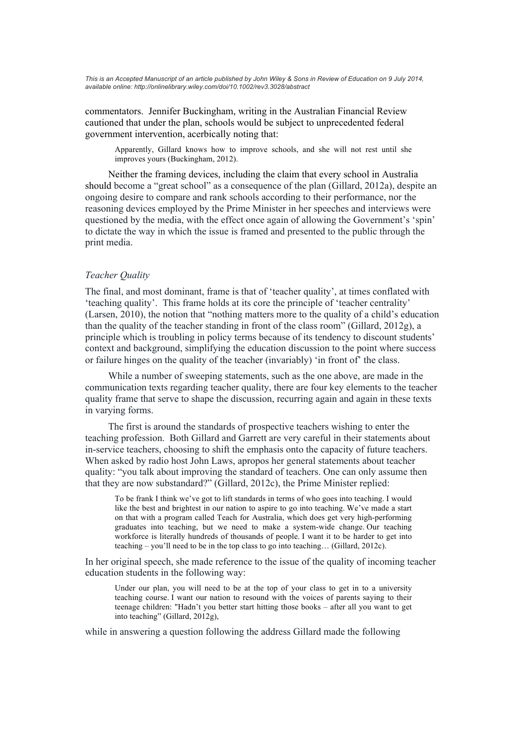commentators. Jennifer Buckingham, writing in the Australian Financial Review cautioned that under the plan, schools would be subject to unprecedented federal government intervention, acerbically noting that:

> Apparently, Gillard knows how to improve schools, and she will not rest until she improves yours (Buckingham, 2012).

Neither the framing devices, including the claim that every school in Australia should become a "great school" as a consequence of the plan (Gillard, 2012a), despite an ongoing desire to compare and rank schools according to their performance, nor the reasoning devices employed by the Prime Minister in her speeches and interviews were questioned by the media, with the effect once again of allowing the Government's 'spin' to dictate the way in which the issue is framed and presented to the public through the print media.

*Teacher Quality*

The final, and most dominant, frame is that of 'teacher quality', at times conflated with 'teaching quality'. This frame holds at its core the principle of 'teacher centrality' (Larsen, 2010), the notion that "nothing matters more to the quality of a child's education than the quality of the teacher standing in front of the class room" (Gillard, 2012g), a principle which is troubling in policy terms because of its tendency to discount students' context and background, simplifying the education discussion to the point where success or failure hinges on the quality of the teacher (invariably) 'in front of' the class.

While a number of sweeping statements, such as the one above, are made in the communication texts regarding teacher quality, there are four key elements to the teacher quality frame that serve to shape the discussion, recurring again and again in these texts in varying forms.

The first is around the standards of prospective teachers wishing to enter the teaching profession. Both Gillard and Garrett are very careful in their statements about in-service teachers, choosing to shift the emphasis onto the capacity of future teachers. When asked by radio host John Laws, apropos her general statements about teacher quality: "you talk about improving the standard of teachers. One can only assume then that they are now substandard?" (Gillard, 2012c), the Prime Minister replied:

> To be frank I think we've got to lift standards in terms of who goes into teaching. I would like the best and brightest in our nation to aspire to go into teaching. We've made a start on that with a program called Teach for Australia, which does get very high-performing graduates into teaching, but we need to make a system-wide change. Our teaching workforce is literally hundreds of thousands of people. I want it to be harder to get into teaching – you'll need to be in the top class to go into teaching… (Gillard, 2012c).

In her original speech, she made reference to the issue of the quality of incoming teacher education students in the following way:

> Under our plan, you will need to be at the top of your class to get in to a university teaching course. I want our nation to resound with the voices of parents saying to their teenage children: "Hadn't you better start hitting those books – after all you want to get into teaching" (Gillard, 2012g),

while in answering a question following the address Gillard made the following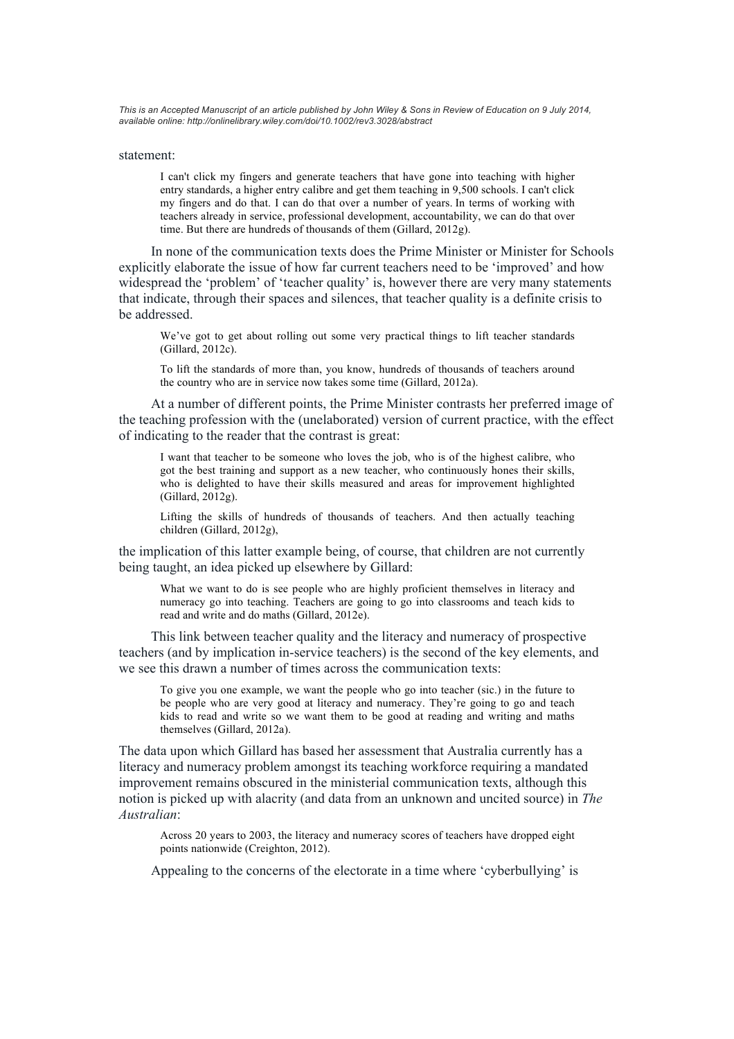statement:

> I can't click my fingers and generate teachers that have gone into teaching with higher entry standards, a higher entry calibre and get them teaching in 9,500 schools. I can't click my fingers and do that. I can do that over a number of years. In terms of working with teachers already in service, professional development, accountability, we can do that over time. But there are hundreds of thousands of them (Gillard, 2012g).

In none of the communication texts does the Prime Minister or Minister for Schools explicitly elaborate the issue of how far current teachers need to be 'improved' and how widespread the 'problem' of 'teacher quality' is, however there are very many statements that indicate, through their spaces and silences, that teacher quality is a definite crisis to be addressed.

> We've got to get about rolling out some very practical things to lift teacher standards (Gillard, 2012c).
>
> To lift the standards of more than, you know, hundreds of thousands of teachers around the country who are in service now takes some time (Gillard, 2012a).

At a number of different points, the Prime Minister contrasts her preferred image of the teaching profession with the (unelaborated) version of current practice, with the effect of indicating to the reader that the contrast is great:

> I want that teacher to be someone who loves the job, who is of the highest calibre, who got the best training and support as a new teacher, who continuously hones their skills, who is delighted to have their skills measured and areas for improvement highlighted (Gillard, 2012g).
>
> Lifting the skills of hundreds of thousands of teachers. And then actually teaching children (Gillard, 2012g),

the implication of this latter example being, of course, that children are not currently being taught, an idea picked up elsewhere by Gillard:

> What we want to do is see people who are highly proficient themselves in literacy and numeracy go into teaching. Teachers are going to go into classrooms and teach kids to read and write and do maths (Gillard, 2012e).

This link between teacher quality and the literacy and numeracy of prospective teachers (and by implication in-service teachers) is the second of the key elements, and we see this drawn a number of times across the communication texts:

> To give you one example, we want the people who go into teacher (sic.) in the future to be people who are very good at literacy and numeracy. They're going to go and teach kids to read and write so we want them to be good at reading and writing and maths themselves (Gillard, 2012a).

The data upon which Gillard has based her assessment that Australia currently has a literacy and numeracy problem amongst its teaching workforce requiring a mandated improvement remains obscured in the ministerial communication texts, although this notion is picked up with alacrity (and data from an unknown and uncited source) in *The Australian*:

> Across 20 years to 2003, the literacy and numeracy scores of teachers have dropped eight points nationwide (Creighton, 2012).

Appealing to the concerns of the electorate in a time where 'cyberbullying' is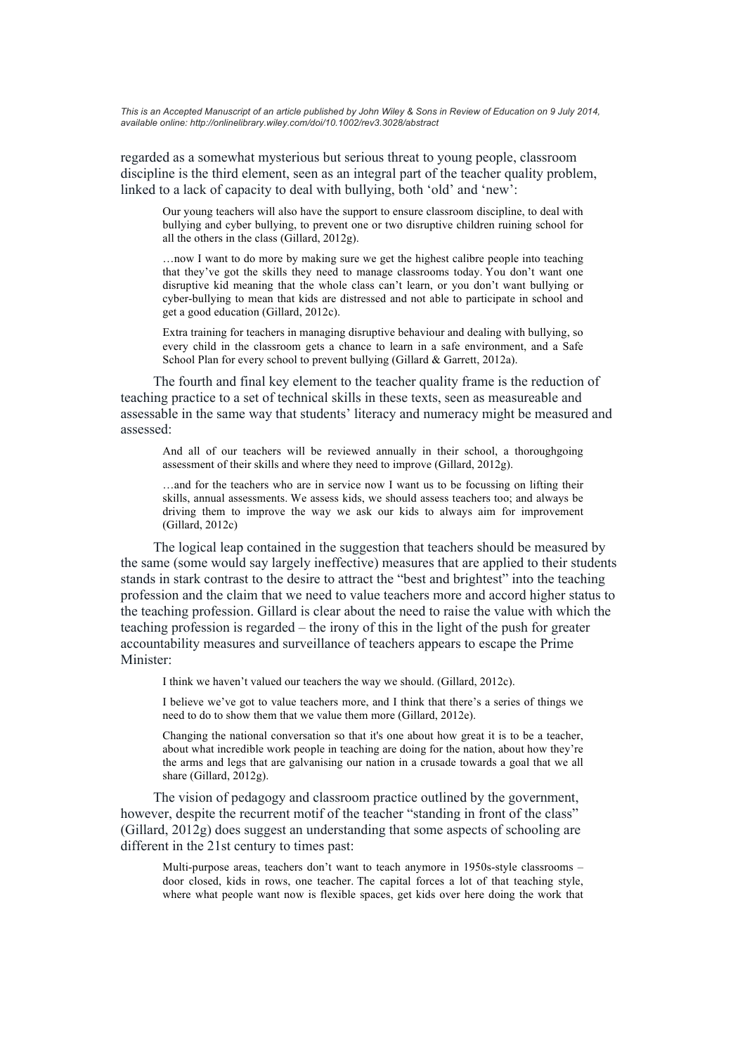regarded as a somewhat mysterious but serious threat to young people, classroom discipline is the third element, seen as an integral part of the teacher quality problem, linked to a lack of capacity to deal with bullying, both 'old' and 'new':

> Our young teachers will also have the support to ensure classroom discipline, to deal with bullying and cyber bullying, to prevent one or two disruptive children ruining school for all the others in the class (Gillard, 2012g).
>
> …now I want to do more by making sure we get the highest calibre people into teaching that they've got the skills they need to manage classrooms today. You don't want one disruptive kid meaning that the whole class can't learn, or you don't want bullying or cyber-bullying to mean that kids are distressed and not able to participate in school and get a good education (Gillard, 2012c).
>
> Extra training for teachers in managing disruptive behaviour and dealing with bullying, so every child in the classroom gets a chance to learn in a safe environment, and a Safe School Plan for every school to prevent bullying (Gillard & Garrett, 2012a).

The fourth and final key element to the teacher quality frame is the reduction of teaching practice to a set of technical skills in these texts, seen as measureable and assessable in the same way that students' literacy and numeracy might be measured and assessed:

> And all of our teachers will be reviewed annually in their school, a thoroughgoing assessment of their skills and where they need to improve (Gillard, 2012g).
>
> …and for the teachers who are in service now I want us to be focussing on lifting their skills, annual assessments. We assess kids, we should assess teachers too; and always be driving them to improve the way we ask our kids to always aim for improvement (Gillard, 2012c)

The logical leap contained in the suggestion that teachers should be measured by the same (some would say largely ineffective) measures that are applied to their students stands in stark contrast to the desire to attract the "best and brightest" into the teaching profession and the claim that we need to value teachers more and accord higher status to the teaching profession. Gillard is clear about the need to raise the value with which the teaching profession is regarded – the irony of this in the light of the push for greater accountability measures and surveillance of teachers appears to escape the Prime Minister:

> I think we haven't valued our teachers the way we should. (Gillard, 2012c).
>
> I believe we've got to value teachers more, and I think that there's a series of things we need to do to show them that we value them more (Gillard, 2012e).
>
> Changing the national conversation so that it's one about how great it is to be a teacher, about what incredible work people in teaching are doing for the nation, about how they're the arms and legs that are galvanising our nation in a crusade towards a goal that we all share (Gillard, 2012g).

The vision of pedagogy and classroom practice outlined by the government, however, despite the recurrent motif of the teacher "standing in front of the class" (Gillard, 2012g) does suggest an understanding that some aspects of schooling are different in the 21st century to times past:

> Multi-purpose areas, teachers don't want to teach anymore in 1950s-style classrooms – door closed, kids in rows, one teacher. The capital forces a lot of that teaching style, where what people want now is flexible spaces, get kids over here doing the work that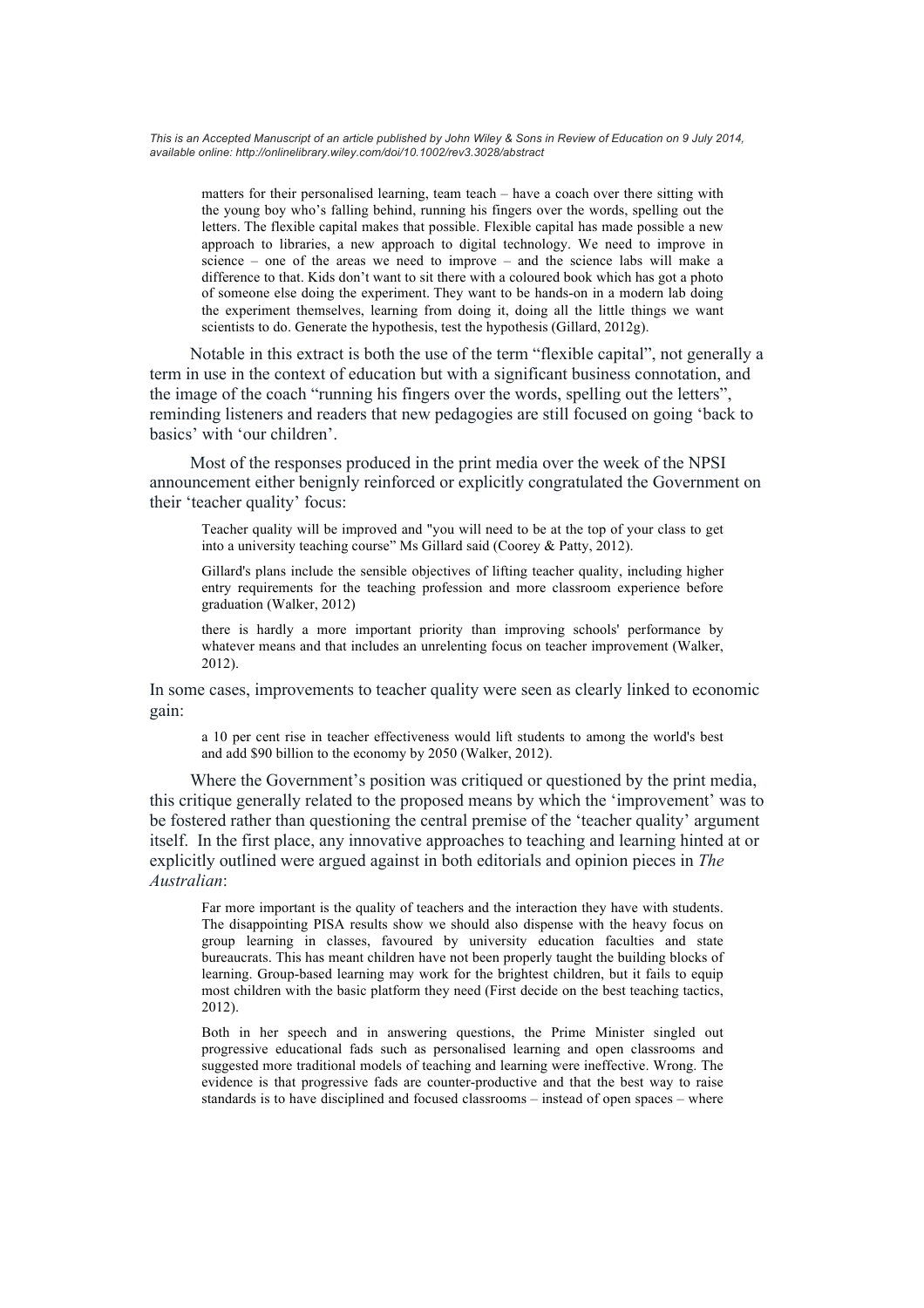> matters for their personalised learning, team teach – have a coach over there sitting with the young boy who's falling behind, running his fingers over the words, spelling out the letters. The flexible capital makes that possible. Flexible capital has made possible a new approach to libraries, a new approach to digital technology. We need to improve in science – one of the areas we need to improve – and the science labs will make a difference to that. Kids don't want to sit there with a coloured book which has got a photo of someone else doing the experiment. They want to be hands-on in a modern lab doing the experiment themselves, learning from doing it, doing all the little things we want scientists to do. Generate the hypothesis, test the hypothesis (Gillard, 2012g).

Notable in this extract is both the use of the term "flexible capital", not generally a term in use in the context of education but with a significant business connotation, and the image of the coach "running his fingers over the words, spelling out the letters", reminding listeners and readers that new pedagogies are still focused on going 'back to basics' with 'our children'.

Most of the responses produced in the print media over the week of the NPSI announcement either benignly reinforced or explicitly congratulated the Government on their 'teacher quality' focus:

> Teacher quality will be improved and "you will need to be at the top of your class to get into a university teaching course" Ms Gillard said (Coorey & Patty, 2012).

> Gillard's plans include the sensible objectives of lifting teacher quality, including higher entry requirements for the teaching profession and more classroom experience before graduation (Walker, 2012)

> there is hardly a more important priority than improving schools' performance by whatever means and that includes an unrelenting focus on teacher improvement (Walker, 2012).

In some cases, improvements to teacher quality were seen as clearly linked to economic gain:

> a 10 per cent rise in teacher effectiveness would lift students to among the world's best and add $90 billion to the economy by 2050 (Walker, 2012).

Where the Government's position was critiqued or questioned by the print media, this critique generally related to the proposed means by which the 'improvement' was to be fostered rather than questioning the central premise of the 'teacher quality' argument itself. In the first place, any innovative approaches to teaching and learning hinted at or explicitly outlined were argued against in both editorials and opinion pieces in *The Australian*:

> Far more important is the quality of teachers and the interaction they have with students. The disappointing PISA results show we should also dispense with the heavy focus on group learning in classes, favoured by university education faculties and state bureaucrats. This has meant children have not been properly taught the building blocks of learning. Group-based learning may work for the brightest children, but it fails to equip most children with the basic platform they need (First decide on the best teaching tactics, 2012).

> Both in her speech and in answering questions, the Prime Minister singled out progressive educational fads such as personalised learning and open classrooms and suggested more traditional models of teaching and learning were ineffective. Wrong. The evidence is that progressive fads are counter-productive and that the best way to raise standards is to have disciplined and focused classrooms – instead of open spaces – where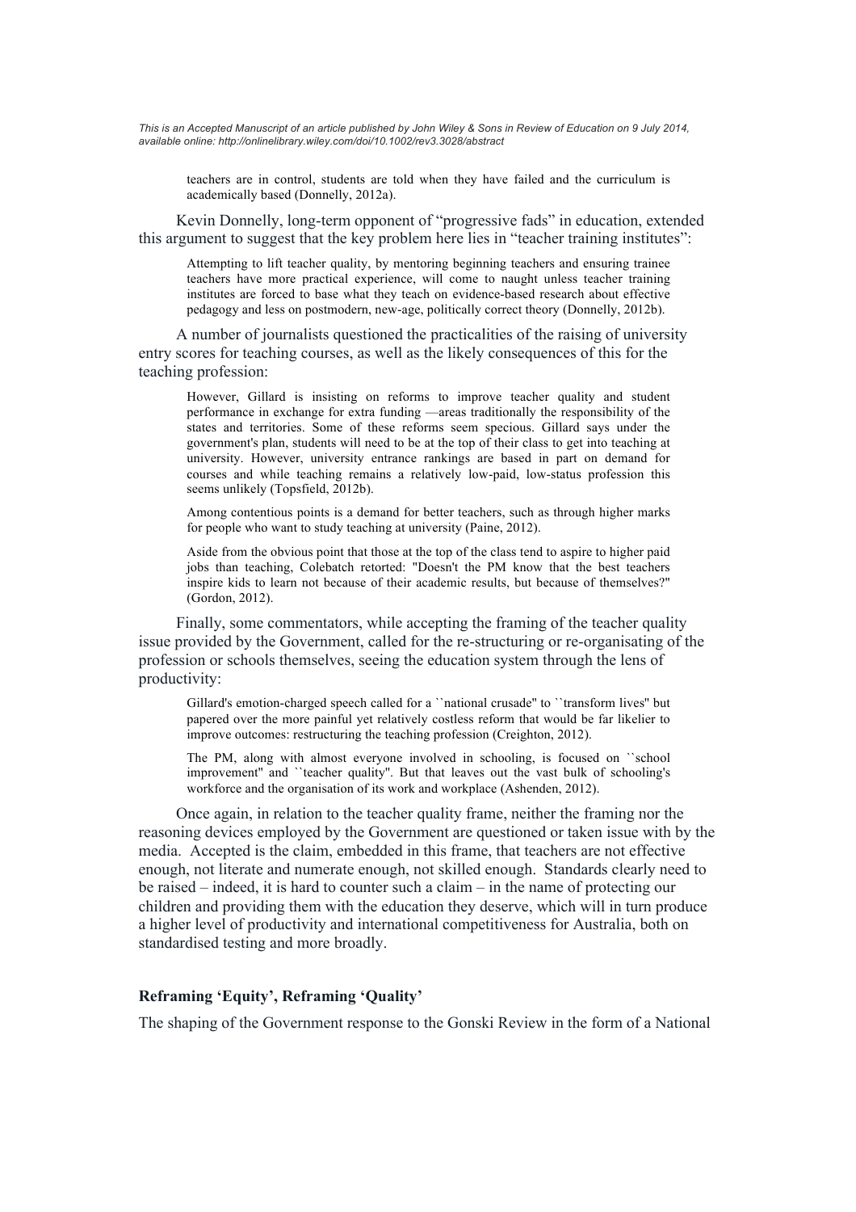> teachers are in control, students are told when they have failed and the curriculum is academically based (Donnelly, 2012a).

Kevin Donnelly, long-term opponent of "progressive fads" in education, extended this argument to suggest that the key problem here lies in "teacher training institutes":

> Attempting to lift teacher quality, by mentoring beginning teachers and ensuring trainee teachers have more practical experience, will come to naught unless teacher training institutes are forced to base what they teach on evidence-based research about effective pedagogy and less on postmodern, new-age, politically correct theory (Donnelly, 2012b).

A number of journalists questioned the practicalities of the raising of university entry scores for teaching courses, as well as the likely consequences of this for the teaching profession:

> However, Gillard is insisting on reforms to improve teacher quality and student performance in exchange for extra funding —areas traditionally the responsibility of the states and territories. Some of these reforms seem specious. Gillard says under the government's plan, students will need to be at the top of their class to get into teaching at university. However, university entrance rankings are based in part on demand for courses and while teaching remains a relatively low-paid, low-status profession this seems unlikely (Topsfield, 2012b).

> Among contentious points is a demand for better teachers, such as through higher marks for people who want to study teaching at university (Paine, 2012).

> Aside from the obvious point that those at the top of the class tend to aspire to higher paid jobs than teaching, Colebatch retorted: "Doesn't the PM know that the best teachers inspire kids to learn not because of their academic results, but because of themselves?" (Gordon, 2012).

Finally, some commentators, while accepting the framing of the teacher quality issue provided by the Government, called for the re-structuring or re-organisating of the profession or schools themselves, seeing the education system through the lens of productivity:

> Gillard's emotion-charged speech called for a ``national crusade'' to ``transform lives'' but papered over the more painful yet relatively costless reform that would be far likelier to improve outcomes: restructuring the teaching profession (Creighton, 2012).

> The PM, along with almost everyone involved in schooling, is focused on ``school improvement'' and ``teacher quality''. But that leaves out the vast bulk of schooling's workforce and the organisation of its work and workplace (Ashenden, 2012).

Once again, in relation to the teacher quality frame, neither the framing nor the reasoning devices employed by the Government are questioned or taken issue with by the media. Accepted is the claim, embedded in this frame, that teachers are not effective enough, not literate and numerate enough, not skilled enough. Standards clearly need to be raised – indeed, it is hard to counter such a claim – in the name of protecting our children and providing them with the education they deserve, which will in turn produce a higher level of productivity and international competitiveness for Australia, both on standardised testing and more broadly.

### Reframing 'Equity', Reframing 'Quality'

The shaping of the Government response to the Gonski Review in the form of a National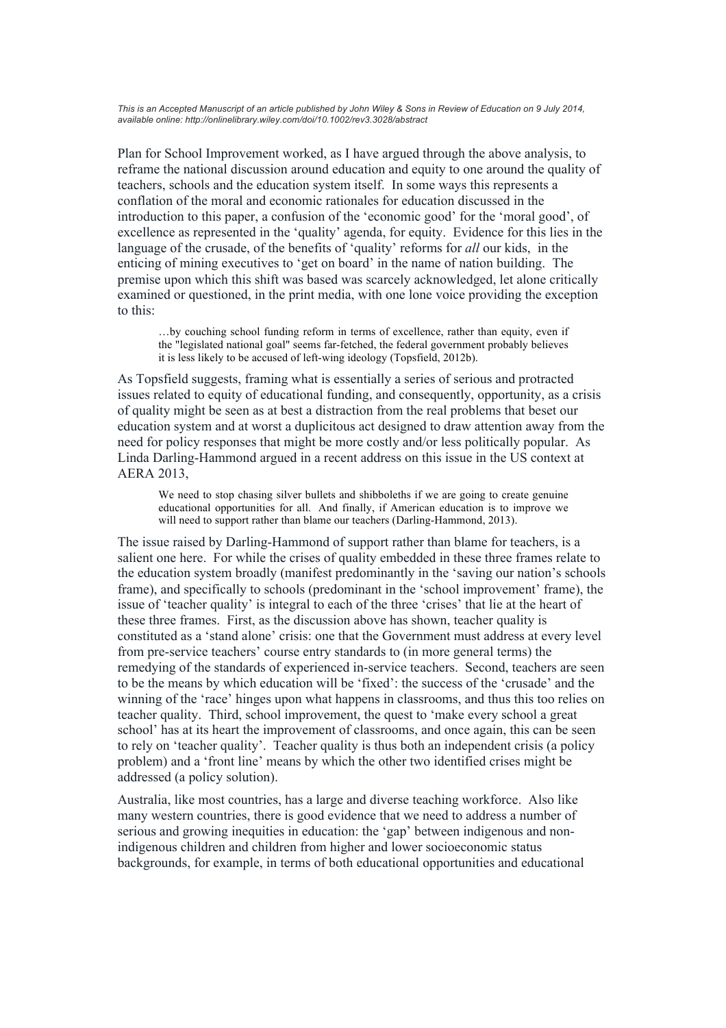Plan for School Improvement worked, as I have argued through the above analysis, to reframe the national discussion around education and equity to one around the quality of teachers, schools and the education system itself. In some ways this represents a conflation of the moral and economic rationales for education discussed in the introduction to this paper, a confusion of the 'economic good' for the 'moral good', of excellence as represented in the 'quality' agenda, for equity. Evidence for this lies in the language of the crusade, of the benefits of 'quality' reforms for *all* our kids, in the enticing of mining executives to 'get on board' in the name of nation building. The premise upon which this shift was based was scarcely acknowledged, let alone critically examined or questioned, in the print media, with one lone voice providing the exception to this:

> …by couching school funding reform in terms of excellence, rather than equity, even if the "legislated national goal" seems far-fetched, the federal government probably believes it is less likely to be accused of left-wing ideology (Topsfield, 2012b).

As Topsfield suggests, framing what is essentially a series of serious and protracted issues related to equity of educational funding, and consequently, opportunity, as a crisis of quality might be seen as at best a distraction from the real problems that beset our education system and at worst a duplicitous act designed to draw attention away from the need for policy responses that might be more costly and/or less politically popular. As Linda Darling-Hammond argued in a recent address on this issue in the US context at AERA 2013,

> We need to stop chasing silver bullets and shibboleths if we are going to create genuine educational opportunities for all. And finally, if American education is to improve we will need to support rather than blame our teachers (Darling-Hammond, 2013).

The issue raised by Darling-Hammond of support rather than blame for teachers, is a salient one here. For while the crises of quality embedded in these three frames relate to the education system broadly (manifest predominantly in the 'saving our nation's schools frame), and specifically to schools (predominant in the 'school improvement' frame), the issue of 'teacher quality' is integral to each of the three 'crises' that lie at the heart of these three frames. First, as the discussion above has shown, teacher quality is constituted as a 'stand alone' crisis: one that the Government must address at every level from pre-service teachers' course entry standards to (in more general terms) the remedying of the standards of experienced in-service teachers. Second, teachers are seen to be the means by which education will be 'fixed': the success of the 'crusade' and the winning of the 'race' hinges upon what happens in classrooms, and thus this too relies on teacher quality. Third, school improvement, the quest to 'make every school a great school' has at its heart the improvement of classrooms, and once again, this can be seen to rely on 'teacher quality'. Teacher quality is thus both an independent crisis (a policy problem) and a 'front line' means by which the other two identified crises might be addressed (a policy solution).

Australia, like most countries, has a large and diverse teaching workforce. Also like many western countries, there is good evidence that we need to address a number of serious and growing inequities in education: the 'gap' between indigenous and non-indigenous children and children from higher and lower socioeconomic status backgrounds, for example, in terms of both educational opportunities and educational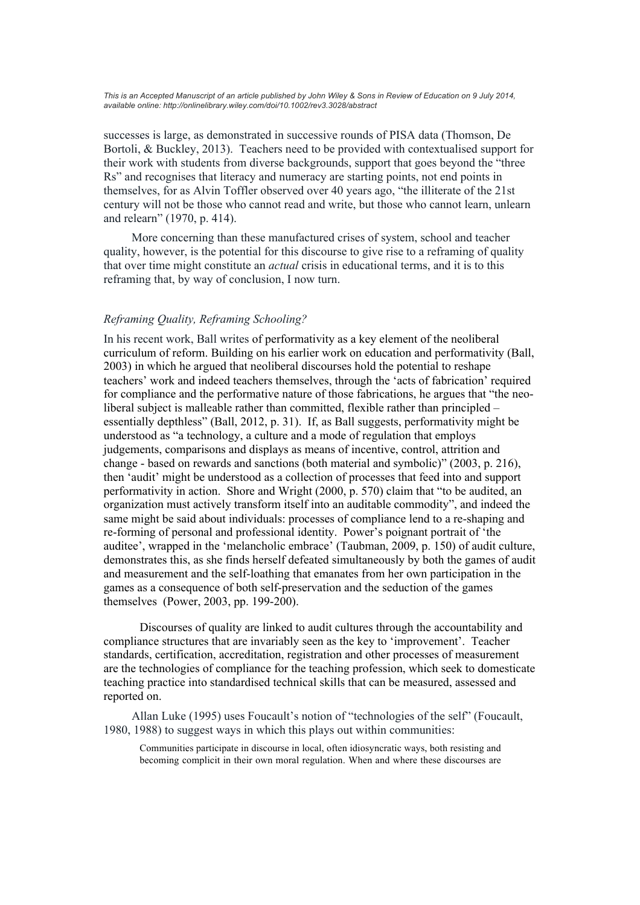successes is large, as demonstrated in successive rounds of PISA data (Thomson, De Bortoli, & Buckley, 2013). Teachers need to be provided with contextualised support for their work with students from diverse backgrounds, support that goes beyond the "three Rs" and recognises that literacy and numeracy are starting points, not end points in themselves, for as Alvin Toffler observed over 40 years ago, "the illiterate of the 21st century will not be those who cannot read and write, but those who cannot learn, unlearn and relearn" (1970, p. 414).

More concerning than these manufactured crises of system, school and teacher quality, however, is the potential for this discourse to give rise to a reframing of quality that over time might constitute an *actual* crisis in educational terms, and it is to this reframing that, by way of conclusion, I now turn.

### *Reframing Quality, Reframing Schooling?*

In his recent work, Ball writes of performativity as a key element of the neoliberal curriculum of reform. Building on his earlier work on education and performativity (Ball, 2003) in which he argued that neoliberal discourses hold the potential to reshape teachers' work and indeed teachers themselves, through the 'acts of fabrication' required for compliance and the performative nature of those fabrications, he argues that "the neo-liberal subject is malleable rather than committed, flexible rather than principled – essentially depthless" (Ball, 2012, p. 31). If, as Ball suggests, performativity might be understood as "a technology, a culture and a mode of regulation that employs judgements, comparisons and displays as means of incentive, control, attrition and change - based on rewards and sanctions (both material and symbolic)" (2003, p. 216), then 'audit' might be understood as a collection of processes that feed into and support performativity in action. Shore and Wright (2000, p. 570) claim that "to be audited, an organization must actively transform itself into an auditable commodity", and indeed the same might be said about individuals: processes of compliance lend to a re-shaping and re-forming of personal and professional identity. Power's poignant portrait of 'the auditee', wrapped in the 'melancholic embrace' (Taubman, 2009, p. 150) of audit culture, demonstrates this, as she finds herself defeated simultaneously by both the games of audit and measurement and the self-loathing that emanates from her own participation in the games as a consequence of both self-preservation and the seduction of the games themselves (Power, 2003, pp. 199-200).

Discourses of quality are linked to audit cultures through the accountability and compliance structures that are invariably seen as the key to 'improvement'. Teacher standards, certification, accreditation, registration and other processes of measurement are the technologies of compliance for the teaching profession, which seek to domesticate teaching practice into standardised technical skills that can be measured, assessed and reported on.

Allan Luke (1995) uses Foucault's notion of "technologies of the self" (Foucault, 1980, 1988) to suggest ways in which this plays out within communities:

> Communities participate in discourse in local, often idiosyncratic ways, both resisting and becoming complicit in their own moral regulation. When and where these discourses are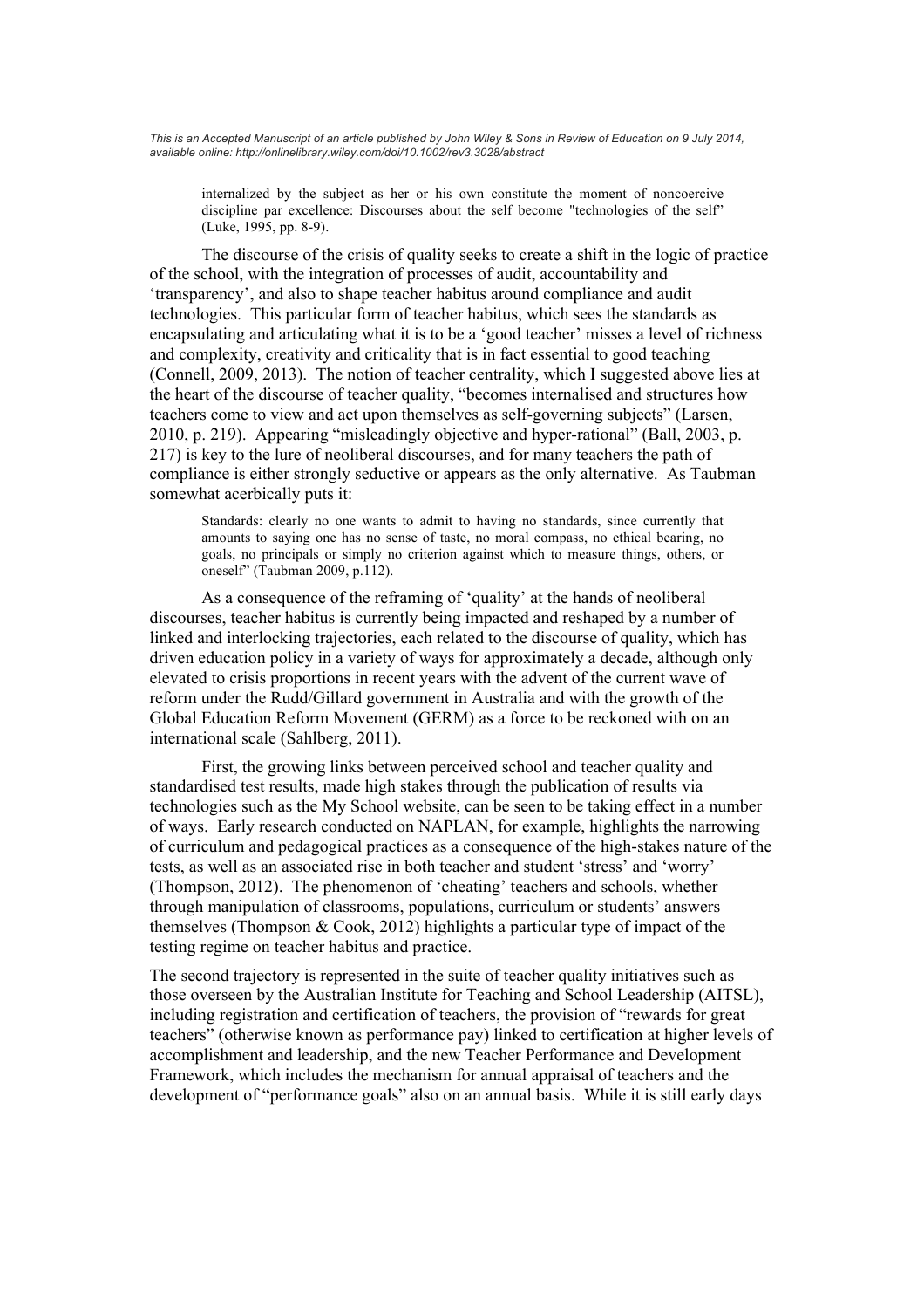> internalized by the subject as her or his own constitute the moment of noncoercive discipline par excellence: Discourses about the self become "technologies of the self" (Luke, 1995, pp. 8-9).

The discourse of the crisis of quality seeks to create a shift in the logic of practice of the school, with the integration of processes of audit, accountability and 'transparency', and also to shape teacher habitus around compliance and audit technologies. This particular form of teacher habitus, which sees the standards as encapsulating and articulating what it is to be a 'good teacher' misses a level of richness and complexity, creativity and criticality that is in fact essential to good teaching (Connell, 2009, 2013). The notion of teacher centrality, which I suggested above lies at the heart of the discourse of teacher quality, "becomes internalised and structures how teachers come to view and act upon themselves as self-governing subjects" (Larsen, 2010, p. 219). Appearing "misleadingly objective and hyper-rational" (Ball, 2003, p. 217) is key to the lure of neoliberal discourses, and for many teachers the path of compliance is either strongly seductive or appears as the only alternative. As Taubman somewhat acerbically puts it:

> Standards: clearly no one wants to admit to having no standards, since currently that amounts to saying one has no sense of taste, no moral compass, no ethical bearing, no goals, no principals or simply no criterion against which to measure things, others, or oneself" (Taubman 2009, p.112).

As a consequence of the reframing of 'quality' at the hands of neoliberal discourses, teacher habitus is currently being impacted and reshaped by a number of linked and interlocking trajectories, each related to the discourse of quality, which has driven education policy in a variety of ways for approximately a decade, although only elevated to crisis proportions in recent years with the advent of the current wave of reform under the Rudd/Gillard government in Australia and with the growth of the Global Education Reform Movement (GERM) as a force to be reckoned with on an international scale (Sahlberg, 2011).

First, the growing links between perceived school and teacher quality and standardised test results, made high stakes through the publication of results via technologies such as the My School website, can be seen to be taking effect in a number of ways. Early research conducted on NAPLAN, for example, highlights the narrowing of curriculum and pedagogical practices as a consequence of the high-stakes nature of the tests, as well as an associated rise in both teacher and student 'stress' and 'worry' (Thompson, 2012). The phenomenon of 'cheating' teachers and schools, whether through manipulation of classrooms, populations, curriculum or students' answers themselves (Thompson & Cook, 2012) highlights a particular type of impact of the testing regime on teacher habitus and practice.

The second trajectory is represented in the suite of teacher quality initiatives such as those overseen by the Australian Institute for Teaching and School Leadership (AITSL), including registration and certification of teachers, the provision of "rewards for great teachers" (otherwise known as performance pay) linked to certification at higher levels of accomplishment and leadership, and the new Teacher Performance and Development Framework, which includes the mechanism for annual appraisal of teachers and the development of "performance goals" also on an annual basis. While it is still early days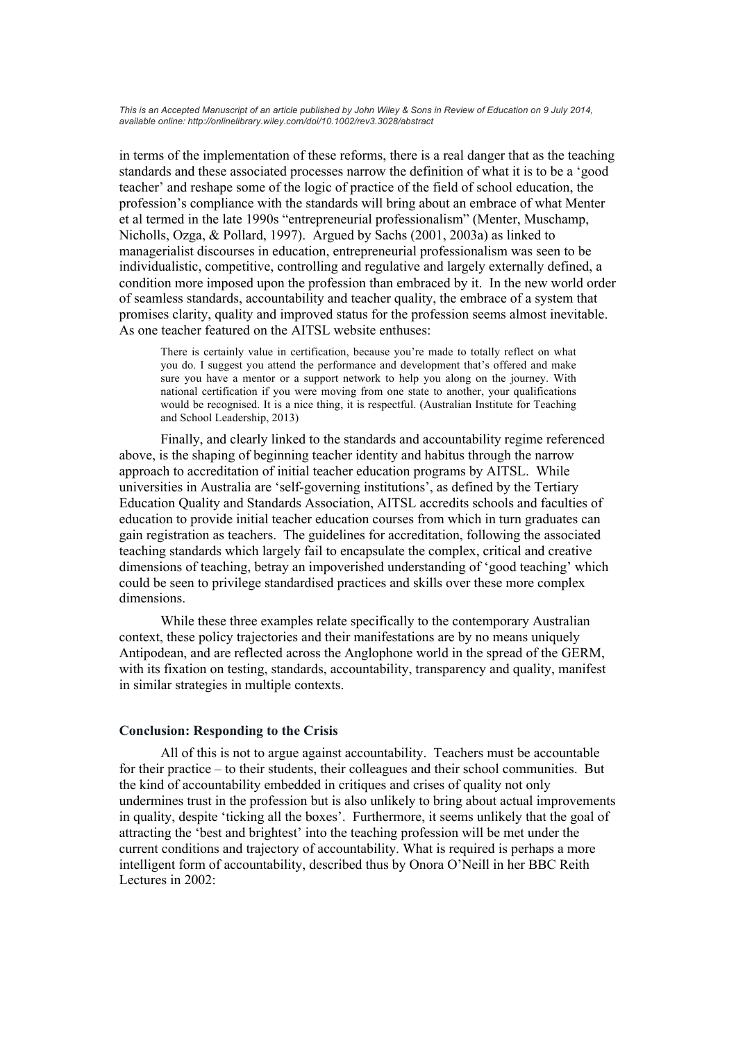in terms of the implementation of these reforms, there is a real danger that as the teaching standards and these associated processes narrow the definition of what it is to be a 'good teacher' and reshape some of the logic of practice of the field of school education, the profession's compliance with the standards will bring about an embrace of what Menter et al termed in the late 1990s "entrepreneurial professionalism" (Menter, Muschamp, Nicholls, Ozga, & Pollard, 1997). Argued by Sachs (2001, 2003a) as linked to managerialist discourses in education, entrepreneurial professionalism was seen to be individualistic, competitive, controlling and regulative and largely externally defined, a condition more imposed upon the profession than embraced by it. In the new world order of seamless standards, accountability and teacher quality, the embrace of a system that promises clarity, quality and improved status for the profession seems almost inevitable. As one teacher featured on the AITSL website enthuses:

> There is certainly value in certification, because you're made to totally reflect on what you do. I suggest you attend the performance and development that's offered and make sure you have a mentor or a support network to help you along on the journey. With national certification if you were moving from one state to another, your qualifications would be recognised. It is a nice thing, it is respectful. (Australian Institute for Teaching and School Leadership, 2013)

Finally, and clearly linked to the standards and accountability regime referenced above, is the shaping of beginning teacher identity and habitus through the narrow approach to accreditation of initial teacher education programs by AITSL. While universities in Australia are 'self-governing institutions', as defined by the Tertiary Education Quality and Standards Association, AITSL accredits schools and faculties of education to provide initial teacher education courses from which in turn graduates can gain registration as teachers. The guidelines for accreditation, following the associated teaching standards which largely fail to encapsulate the complex, critical and creative dimensions of teaching, betray an impoverished understanding of 'good teaching' which could be seen to privilege standardised practices and skills over these more complex dimensions.

While these three examples relate specifically to the contemporary Australian context, these policy trajectories and their manifestations are by no means uniquely Antipodean, and are reflected across the Anglophone world in the spread of the GERM, with its fixation on testing, standards, accountability, transparency and quality, manifest in similar strategies in multiple contexts.

**Conclusion: Responding to the Crisis**

All of this is not to argue against accountability. Teachers must be accountable for their practice – to their students, their colleagues and their school communities. But the kind of accountability embedded in critiques and crises of quality not only undermines trust in the profession but is also unlikely to bring about actual improvements in quality, despite 'ticking all the boxes'. Furthermore, it seems unlikely that the goal of attracting the 'best and brightest' into the teaching profession will be met under the current conditions and trajectory of accountability. What is required is perhaps a more intelligent form of accountability, described thus by Onora O'Neill in her BBC Reith Lectures in 2002: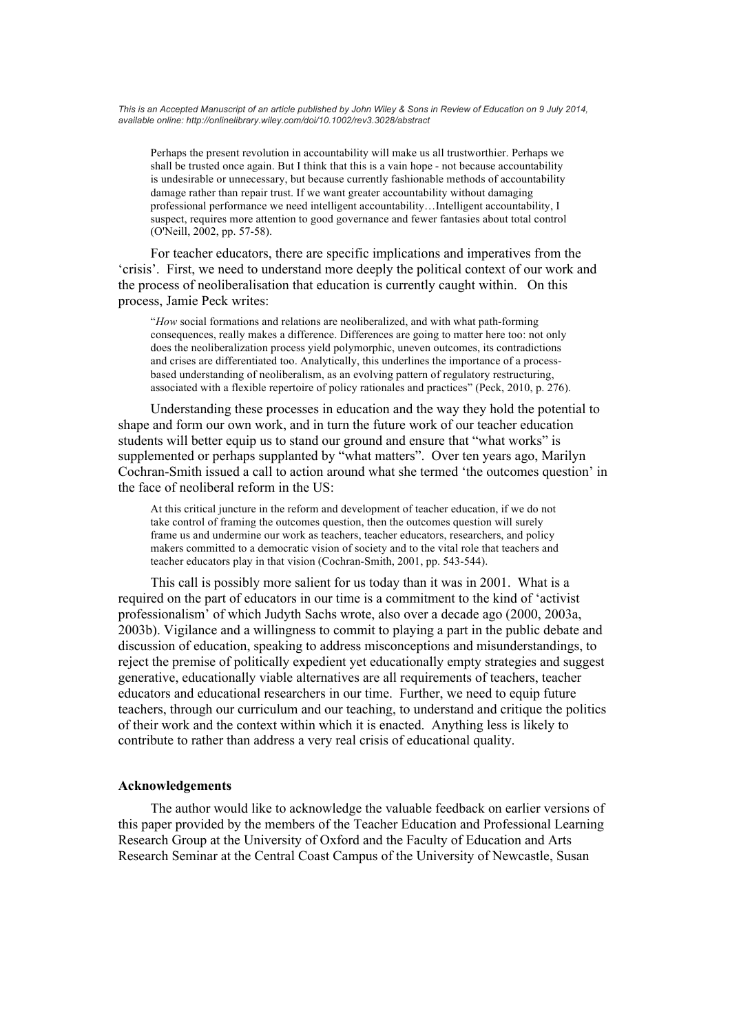> Perhaps the present revolution in accountability will make us all trustworthier. Perhaps we shall be trusted once again. But I think that this is a vain hope - not because accountability is undesirable or unnecessary, but because currently fashionable methods of accountability damage rather than repair trust. If we want greater accountability without damaging professional performance we need intelligent accountability…Intelligent accountability, I suspect, requires more attention to good governance and fewer fantasies about total control (O'Neill, 2002, pp. 57-58).

For teacher educators, there are specific implications and imperatives from the 'crisis'. First, we need to understand more deeply the political context of our work and the process of neoliberalisation that education is currently caught within. On this process, Jamie Peck writes:

> "*How* social formations and relations are neoliberalized, and with what path-forming consequences, really makes a difference. Differences are going to matter here too: not only does the neoliberalization process yield polymorphic, uneven outcomes, its contradictions and crises are differentiated too. Analytically, this underlines the importance of a process-based understanding of neoliberalism, as an evolving pattern of regulatory restructuring, associated with a flexible repertoire of policy rationales and practices" (Peck, 2010, p. 276).

Understanding these processes in education and the way they hold the potential to shape and form our own work, and in turn the future work of our teacher education students will better equip us to stand our ground and ensure that "what works" is supplemented or perhaps supplanted by "what matters". Over ten years ago, Marilyn Cochran-Smith issued a call to action around what she termed 'the outcomes question' in the face of neoliberal reform in the US:

> At this critical juncture in the reform and development of teacher education, if we do not take control of framing the outcomes question, then the outcomes question will surely frame us and undermine our work as teachers, teacher educators, researchers, and policy makers committed to a democratic vision of society and to the vital role that teachers and teacher educators play in that vision (Cochran-Smith, 2001, pp. 543-544).

This call is possibly more salient for us today than it was in 2001. What is a required on the part of educators in our time is a commitment to the kind of 'activist professionalism' of which Judyth Sachs wrote, also over a decade ago (2000, 2003a, 2003b). Vigilance and a willingness to commit to playing a part in the public debate and discussion of education, speaking to address misconceptions and misunderstandings, to reject the premise of politically expedient yet educationally empty strategies and suggest generative, educationally viable alternatives are all requirements of teachers, teacher educators and educational researchers in our time. Further, we need to equip future teachers, through our curriculum and our teaching, to understand and critique the politics of their work and the context within which it is enacted. Anything less is likely to contribute to rather than address a very real crisis of educational quality.

**Acknowledgements**

The author would like to acknowledge the valuable feedback on earlier versions of this paper provided by the members of the Teacher Education and Professional Learning Research Group at the University of Oxford and the Faculty of Education and Arts Research Seminar at the Central Coast Campus of the University of Newcastle, Susan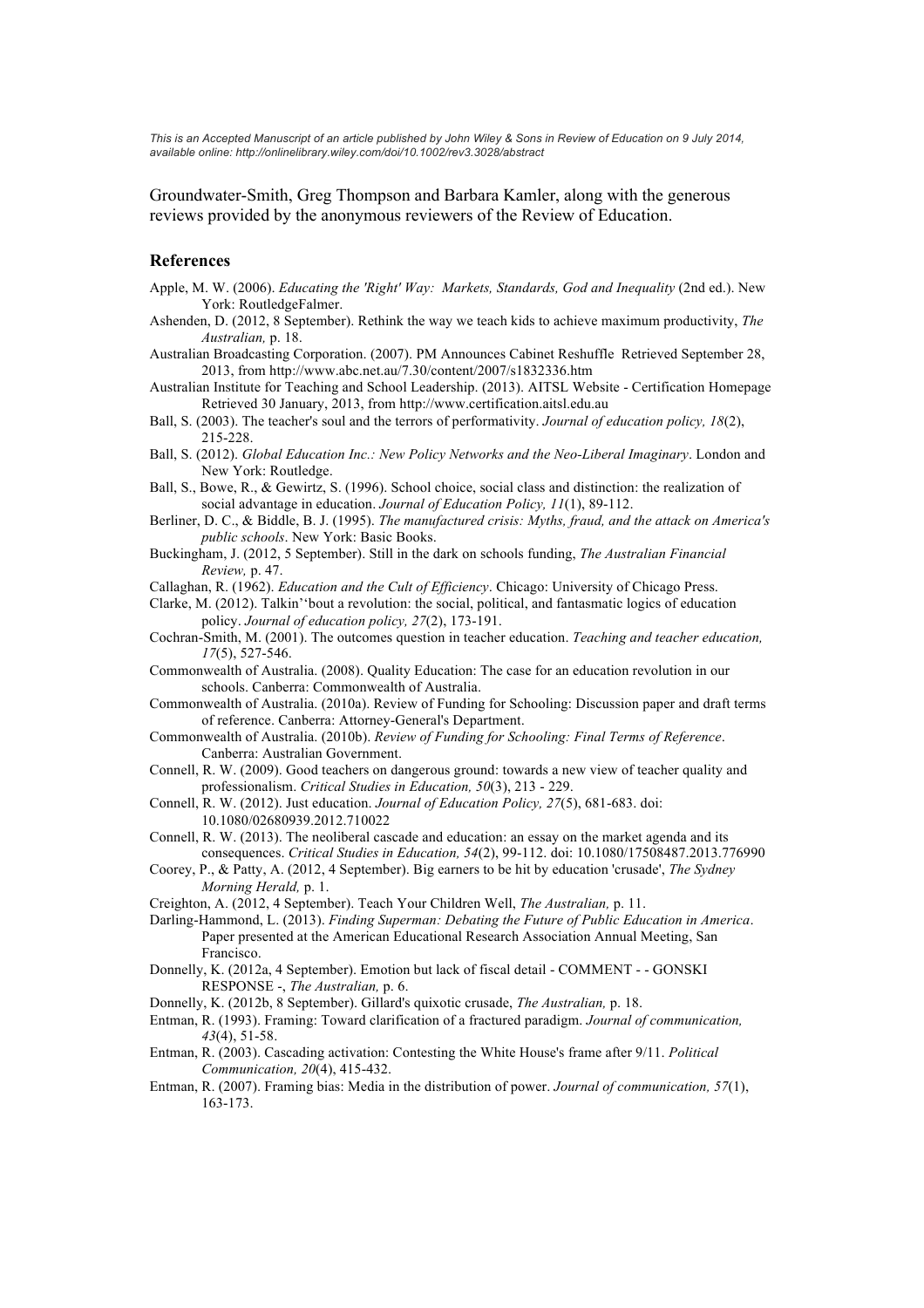Groundwater-Smith, Greg Thompson and Barbara Kamler, along with the generous reviews provided by the anonymous reviewers of the Review of Education.

## References

Apple, M. W. (2006). *Educating the 'Right' Way: Markets, Standards, God and Inequality* (2nd ed.). New York: RoutledgeFalmer.

Ashenden, D. (2012, 8 September). Rethink the way we teach kids to achieve maximum productivity, *The Australian,* p. 18.

Australian Broadcasting Corporation. (2007). PM Announces Cabinet Reshuffle Retrieved September 28, 2013, from http://www.abc.net.au/7.30/content/2007/s1832336.htm

Australian Institute for Teaching and School Leadership. (2013). AITSL Website - Certification Homepage Retrieved 30 January, 2013, from http://www.certification.aitsl.edu.au

Ball, S. (2003). The teacher's soul and the terrors of performativity. *Journal of education policy, 18*(2), 215-228.

Ball, S. (2012). *Global Education Inc.: New Policy Networks and the Neo-Liberal Imaginary*. London and New York: Routledge.

Ball, S., Bowe, R., & Gewirtz, S. (1996). School choice, social class and distinction: the realization of social advantage in education. *Journal of Education Policy, 11*(1), 89-112.

Berliner, D. C., & Biddle, B. J. (1995). *The manufactured crisis: Myths, fraud, and the attack on America's public schools*. New York: Basic Books.

Buckingham, J. (2012, 5 September). Still in the dark on schools funding, *The Australian Financial Review,* p. 47.

Callaghan, R. (1962). *Education and the Cult of Efficiency*. Chicago: University of Chicago Press.

Clarke, M. (2012). Talkin''bout a revolution: the social, political, and fantasmatic logics of education policy. *Journal of education policy, 27*(2), 173-191.

Cochran-Smith, M. (2001). The outcomes question in teacher education. *Teaching and teacher education, 17*(5), 527-546.

Commonwealth of Australia. (2008). Quality Education: The case for an education revolution in our schools. Canberra: Commonwealth of Australia.

Commonwealth of Australia. (2010a). Review of Funding for Schooling: Discussion paper and draft terms of reference. Canberra: Attorney-General's Department.

Commonwealth of Australia. (2010b). *Review of Funding for Schooling: Final Terms of Reference*. Canberra: Australian Government.

Connell, R. W. (2009). Good teachers on dangerous ground: towards a new view of teacher quality and professionalism. *Critical Studies in Education, 50*(3), 213 - 229.

Connell, R. W. (2012). Just education. *Journal of Education Policy, 27*(5), 681-683. doi: 10.1080/02680939.2012.710022

Connell, R. W. (2013). The neoliberal cascade and education: an essay on the market agenda and its consequences. *Critical Studies in Education, 54*(2), 99-112. doi: 10.1080/17508487.2013.776990

Coorey, P., & Patty, A. (2012, 4 September). Big earners to be hit by education 'crusade', *The Sydney Morning Herald,* p. 1.

Creighton, A. (2012, 4 September). Teach Your Children Well, *The Australian,* p. 11.

Darling-Hammond, L. (2013). *Finding Superman: Debating the Future of Public Education in America*. Paper presented at the American Educational Research Association Annual Meeting, San Francisco.

Donnelly, K. (2012a, 4 September). Emotion but lack of fiscal detail - COMMENT - - GONSKI RESPONSE -, *The Australian,* p. 6.

Donnelly, K. (2012b, 8 September). Gillard's quixotic crusade, *The Australian,* p. 18.

Entman, R. (1993). Framing: Toward clarification of a fractured paradigm. *Journal of communication, 43*(4), 51-58.

Entman, R. (2003). Cascading activation: Contesting the White House's frame after 9/11. *Political Communication, 20*(4), 415-432.

Entman, R. (2007). Framing bias: Media in the distribution of power. *Journal of communication, 57*(1), 163-173.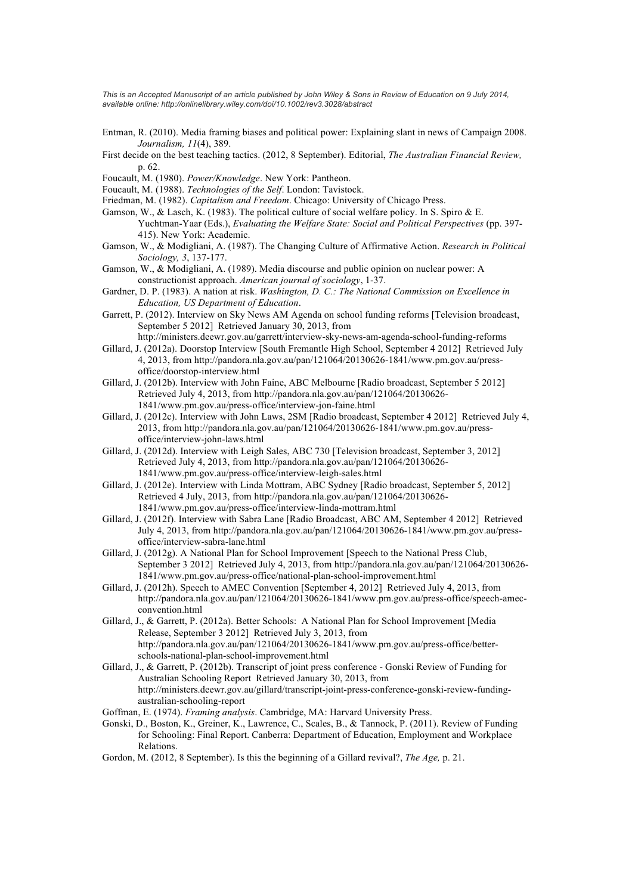Entman, R. (2010). Media framing biases and political power: Explaining slant in news of Campaign 2008. *Journalism, 11*(4), 389.

First decide on the best teaching tactics. (2012, 8 September). Editorial, *The Australian Financial Review,* p. 62.

Foucault, M. (1980). *Power/Knowledge*. New York: Pantheon.

Foucault, M. (1988). *Technologies of the Self*. London: Tavistock.

Friedman, M. (1982). *Capitalism and Freedom*. Chicago: University of Chicago Press.

Gamson, W., & Lasch, K. (1983). The political culture of social welfare policy. In S. Spiro & E. Yuchtman-Yaar (Eds.), *Evaluating the Welfare State: Social and Political Perspectives* (pp. 397-415). New York: Academic.

Gamson, W., & Modigliani, A. (1987). The Changing Culture of Affirmative Action. *Research in Political Sociology, 3*, 137-177.

Gamson, W., & Modigliani, A. (1989). Media discourse and public opinion on nuclear power: A constructionist approach. *American journal of sociology*, 1-37.

Gardner, D. P. (1983). A nation at risk. *Washington, D. C.: The National Commission on Excellence in Education, US Department of Education*.

Garrett, P. (2012). Interview on Sky News AM Agenda on school funding reforms [Television broadcast, September 5 2012] Retrieved January 30, 2013, from http://ministers.deewr.gov.au/garrett/interview-sky-news-am-agenda-school-funding-reforms

Gillard, J. (2012a). Doorstop Interview [South Fremantle High School, September 4 2012] Retrieved July 4, 2013, from http://pandora.nla.gov.au/pan/121064/20130626-1841/www.pm.gov.au/press-office/doorstop-interview.html

Gillard, J. (2012b). Interview with John Faine, ABC Melbourne [Radio broadcast, September 5 2012] Retrieved July 4, 2013, from http://pandora.nla.gov.au/pan/121064/20130626-1841/www.pm.gov.au/press-office/interview-jon-faine.html

Gillard, J. (2012c). Interview with John Laws, 2SM [Radio broadcast, September 4 2012] Retrieved July 4, 2013, from http://pandora.nla.gov.au/pan/121064/20130626-1841/www.pm.gov.au/press-office/interview-john-laws.html

Gillard, J. (2012d). Interview with Leigh Sales, ABC 730 [Television broadcast, September 3, 2012] Retrieved July 4, 2013, from http://pandora.nla.gov.au/pan/121064/20130626-1841/www.pm.gov.au/press-office/interview-leigh-sales.html

Gillard, J. (2012e). Interview with Linda Mottram, ABC Sydney [Radio broadcast, September 5, 2012] Retrieved 4 July, 2013, from http://pandora.nla.gov.au/pan/121064/20130626-1841/www.pm.gov.au/press-office/interview-linda-mottram.html

Gillard, J. (2012f). Interview with Sabra Lane [Radio Broadcast, ABC AM, September 4 2012] Retrieved July 4, 2013, from http://pandora.nla.gov.au/pan/121064/20130626-1841/www.pm.gov.au/press-office/interview-sabra-lane.html

Gillard, J. (2012g). A National Plan for School Improvement [Speech to the National Press Club, September 3 2012] Retrieved July 4, 2013, from http://pandora.nla.gov.au/pan/121064/20130626-1841/www.pm.gov.au/press-office/national-plan-school-improvement.html

Gillard, J. (2012h). Speech to AMEC Convention [September 4, 2012] Retrieved July 4, 2013, from http://pandora.nla.gov.au/pan/121064/20130626-1841/www.pm.gov.au/press-office/speech-amec-convention.html

Gillard, J., & Garrett, P. (2012a). Better Schools: A National Plan for School Improvement [Media Release, September 3 2012] Retrieved July 3, 2013, from http://pandora.nla.gov.au/pan/121064/20130626-1841/www.pm.gov.au/press-office/better-schools-national-plan-school-improvement.html

Gillard, J., & Garrett, P. (2012b). Transcript of joint press conference - Gonski Review of Funding for Australian Schooling Report Retrieved January 30, 2013, from http://ministers.deewr.gov.au/gillard/transcript-joint-press-conference-gonski-review-funding-australian-schooling-report

Goffman, E. (1974). *Framing analysis*. Cambridge, MA: Harvard University Press.

Gonski, D., Boston, K., Greiner, K., Lawrence, C., Scales, B., & Tannock, P. (2011). Review of Funding for Schooling: Final Report. Canberra: Department of Education, Employment and Workplace Relations.

Gordon, M. (2012, 8 September). Is this the beginning of a Gillard revival?, *The Age,* p. 21.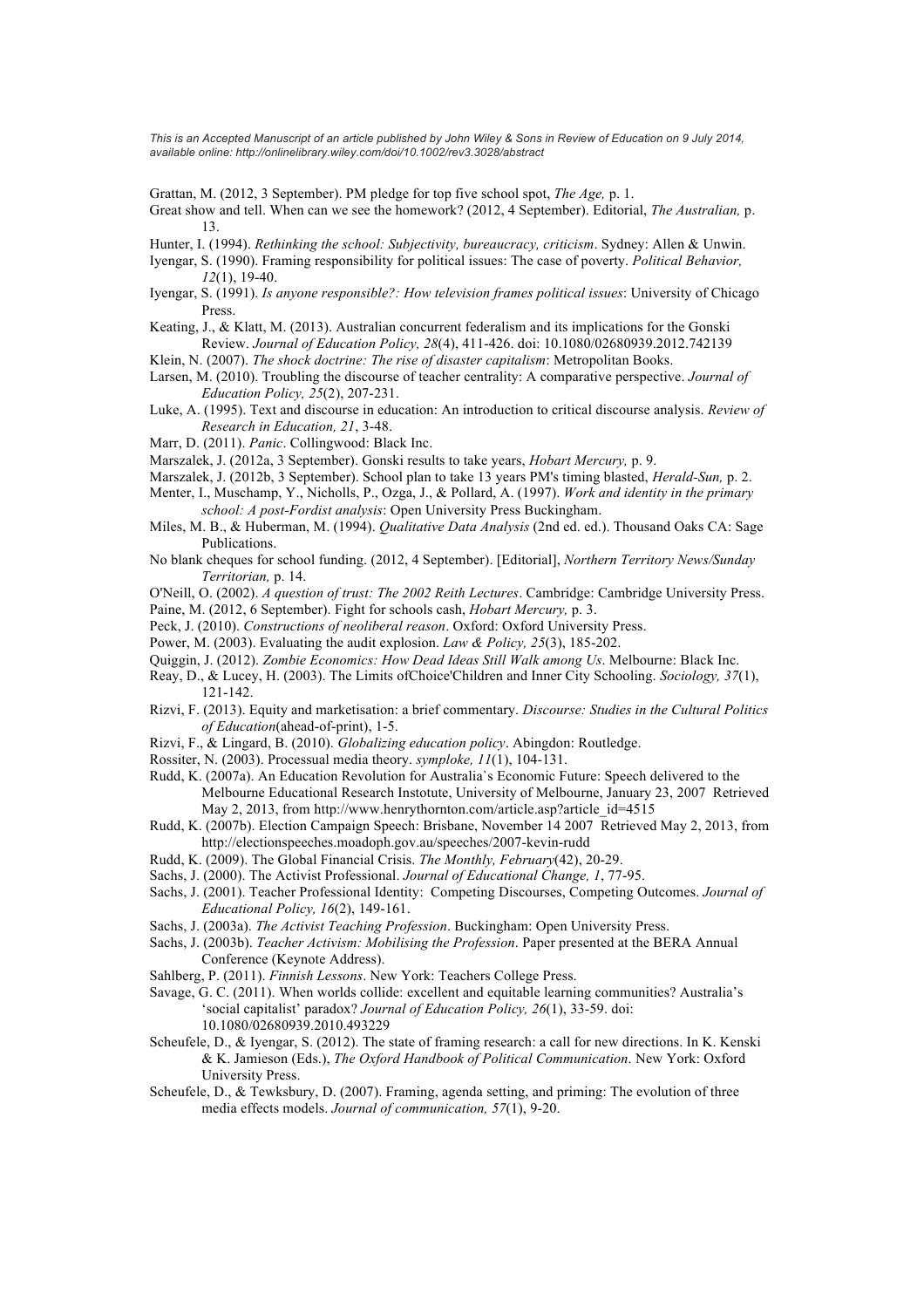Grattan, M. (2012, 3 September). PM pledge for top five school spot, *The Age,* p. 1.

Great show and tell. When can we see the homework? (2012, 4 September). Editorial, *The Australian,* p. 13.

Hunter, I. (1994). *Rethinking the school: Subjectivity, bureaucracy, criticism*. Sydney: Allen & Unwin.

Iyengar, S. (1990). Framing responsibility for political issues: The case of poverty. *Political Behavior, 12*(1), 19-40.

Iyengar, S. (1991). *Is anyone responsible?: How television frames political issues*: University of Chicago Press.

Keating, J., & Klatt, M. (2013). Australian concurrent federalism and its implications for the Gonski Review. *Journal of Education Policy, 28*(4), 411-426. doi: 10.1080/02680939.2012.742139

Klein, N. (2007). *The shock doctrine: The rise of disaster capitalism*: Metropolitan Books.

Larsen, M. (2010). Troubling the discourse of teacher centrality: A comparative perspective. *Journal of Education Policy, 25*(2), 207-231.

Luke, A. (1995). Text and discourse in education: An introduction to critical discourse analysis. *Review of Research in Education, 21*, 3-48.

Marr, D. (2011). *Panic*. Collingwood: Black Inc.

Marszalek, J. (2012a, 3 September). Gonski results to take years, *Hobart Mercury,* p. 9.

Marszalek, J. (2012b, 3 September). School plan to take 13 years PM's timing blasted, *Herald-Sun,* p. 2.

Menter, I., Muschamp, Y., Nicholls, P., Ozga, J., & Pollard, A. (1997). *Work and identity in the primary school: A post-Fordist analysis*: Open University Press Buckingham.

Miles, M. B., & Huberman, M. (1994). *Qualitative Data Analysis* (2nd ed. ed.). Thousand Oaks CA: Sage Publications.

No blank cheques for school funding. (2012, 4 September). [Editorial], *Northern Territory News/Sunday Territorian,* p. 14.

O'Neill, O. (2002). *A question of trust: The 2002 Reith Lectures*. Cambridge: Cambridge University Press.

Paine, M. (2012, 6 September). Fight for schools cash, *Hobart Mercury,* p. 3.

Peck, J. (2010). *Constructions of neoliberal reason*. Oxford: Oxford University Press.

Power, M. (2003). Evaluating the audit explosion. *Law & Policy, 25*(3), 185-202.

Quiggin, J. (2012). *Zombie Economics: How Dead Ideas Still Walk among Us*. Melbourne: Black Inc.

Reay, D., & Lucey, H. (2003). The Limits ofChoice'Children and Inner City Schooling. *Sociology, 37*(1), 121-142.

Rizvi, F. (2013). Equity and marketisation: a brief commentary. *Discourse: Studies in the Cultural Politics of Education*(ahead-of-print), 1-5.

Rizvi, F., & Lingard, B. (2010). *Globalizing education policy*. Abingdon: Routledge.

Rossiter, N. (2003). Processual media theory. *symploke, 11*(1), 104-131.

Rudd, K. (2007a). An Education Revolution for Australia`s Economic Future: Speech delivered to the Melbourne Educational Research Instotute, University of Melbourne, January 23, 2007 Retrieved May 2, 2013, from http://www.henrythornton.com/article.asp?article_id=4515

Rudd, K. (2007b). Election Campaign Speech: Brisbane, November 14 2007 Retrieved May 2, 2013, from http://electionspeeches.moadoph.gov.au/speeches/2007-kevin-rudd

Rudd, K. (2009). The Global Financial Crisis. *The Monthly, February*(42), 20-29.

Sachs, J. (2000). The Activist Professional. *Journal of Educational Change, 1*, 77-95.

Sachs, J. (2001). Teacher Professional Identity: Competing Discourses, Competing Outcomes. *Journal of Educational Policy, 16*(2), 149-161.

Sachs, J. (2003a). *The Activist Teaching Profession*. Buckingham: Open University Press.

Sachs, J. (2003b). *Teacher Activism: Mobilising the Profession*. Paper presented at the BERA Annual Conference (Keynote Address).

Sahlberg, P. (2011). *Finnish Lessons*. New York: Teachers College Press.

Savage, G. C. (2011). When worlds collide: excellent and equitable learning communities? Australia's 'social capitalist' paradox? *Journal of Education Policy, 26*(1), 33-59. doi: 10.1080/02680939.2010.493229

Scheufele, D., & Iyengar, S. (2012). The state of framing research: a call for new directions. In K. Kenski & K. Jamieson (Eds.), *The Oxford Handbook of Political Communication*. New York: Oxford University Press.

Scheufele, D., & Tewksbury, D. (2007). Framing, agenda setting, and priming: The evolution of three media effects models. *Journal of communication, 57*(1), 9-20.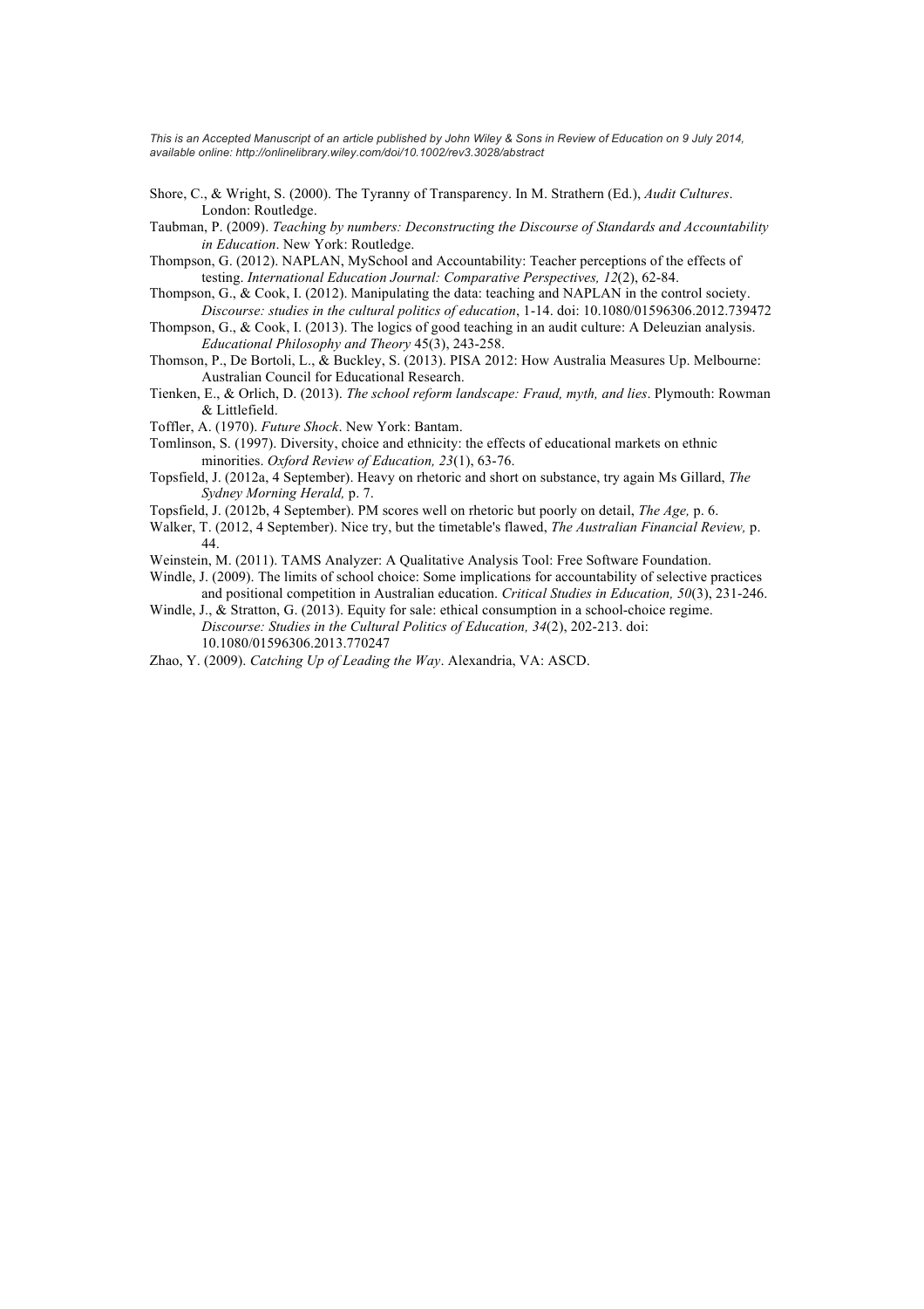Shore, C., & Wright, S. (2000). The Tyranny of Transparency. In M. Strathern (Ed.), *Audit Cultures*. London: Routledge.

Taubman, P. (2009). *Teaching by numbers: Deconstructing the Discourse of Standards and Accountability in Education*. New York: Routledge.

Thompson, G. (2012). NAPLAN, MySchool and Accountability: Teacher perceptions of the effects of testing. *International Education Journal: Comparative Perspectives, 12*(2), 62-84.

Thompson, G., & Cook, I. (2012). Manipulating the data: teaching and NAPLAN in the control society. *Discourse: studies in the cultural politics of education*, 1-14. doi: 10.1080/01596306.2012.739472

Thompson, G., & Cook, I. (2013). The logics of good teaching in an audit culture: A Deleuzian analysis. *Educational Philosophy and Theory* 45(3), 243-258.

Thomson, P., De Bortoli, L., & Buckley, S. (2013). PISA 2012: How Australia Measures Up. Melbourne: Australian Council for Educational Research.

Tienken, E., & Orlich, D. (2013). *The school reform landscape: Fraud, myth, and lies*. Plymouth: Rowman & Littlefield.

Toffler, A. (1970). *Future Shock*. New York: Bantam.

Tomlinson, S. (1997). Diversity, choice and ethnicity: the effects of educational markets on ethnic minorities. *Oxford Review of Education, 23*(1), 63-76.

Topsfield, J. (2012a, 4 September). Heavy on rhetoric and short on substance, try again Ms Gillard, *The Sydney Morning Herald,* p. 7.

Topsfield, J. (2012b, 4 September). PM scores well on rhetoric but poorly on detail, *The Age,* p. 6.

Walker, T. (2012, 4 September). Nice try, but the timetable's flawed, *The Australian Financial Review,* p. 44.

Weinstein, M. (2011). TAMS Analyzer: A Qualitative Analysis Tool: Free Software Foundation.

Windle, J. (2009). The limits of school choice: Some implications for accountability of selective practices and positional competition in Australian education. *Critical Studies in Education, 50*(3), 231-246.

Windle, J., & Stratton, G. (2013). Equity for sale: ethical consumption in a school-choice regime. *Discourse: Studies in the Cultural Politics of Education, 34*(2), 202-213. doi: 10.1080/01596306.2013.770247

Zhao, Y. (2009). *Catching Up of Leading the Way*. Alexandria, VA: ASCD.